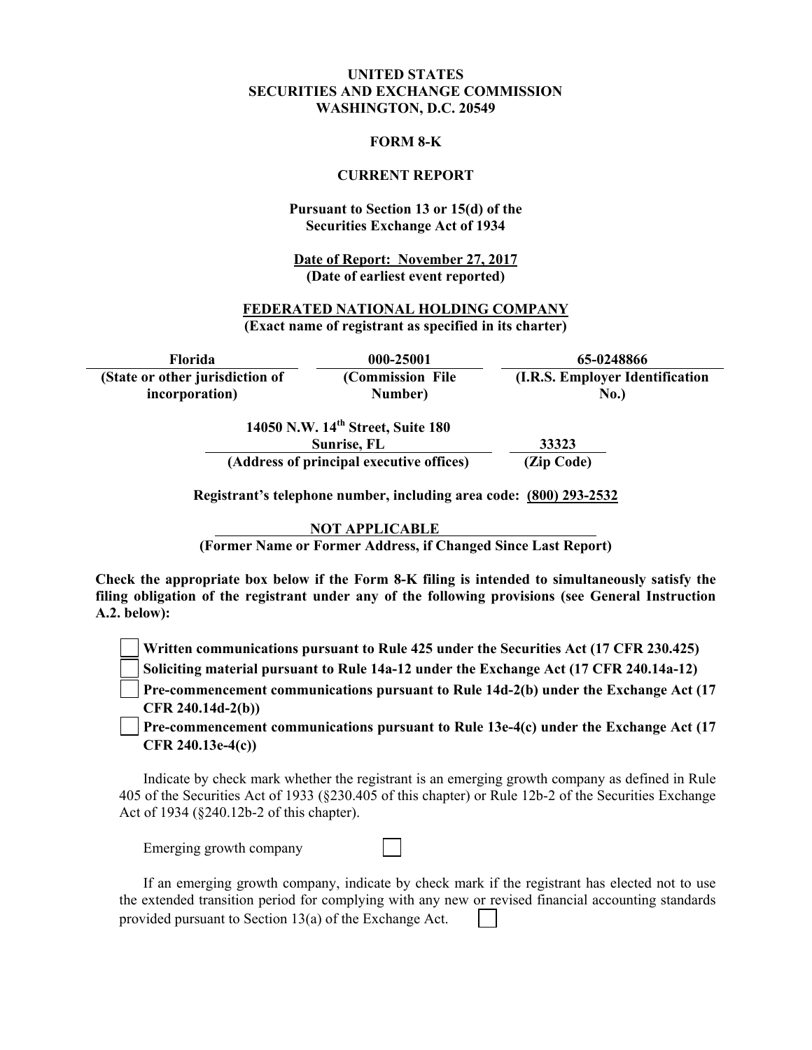**UNITED STATES**
**SECURITIES AND EXCHANGE COMMISSION**
**WASHINGTON, D.C. 20549**

**FORM 8-K**

**CURRENT REPORT**

**Pursuant to Section 13 or 15(d) of the Securities Exchange Act of 1934**

**Date of Report: November 27, 2017**
**(Date of earliest event reported)**

**FEDERATED NATIONAL HOLDING COMPANY**
**(Exact name of registrant as specified in its charter)**

| Florida | 000-25001 | 65-0248866 |
|---|---|---|
| (State or other jurisdiction of incorporation) | (Commission File Number) | (I.R.S. Employer Identification No.) |

| 14050 N.W. 14th Street, Suite 180 Sunrise, FL | 33323 |
|---|---|
| (Address of principal executive offices) | (Zip Code) |

**Registrant's telephone number, including area code: (800) 293-2532**

**NOT APPLICABLE**
**(Former Name or Former Address, if Changed Since Last Report)**

**Check the appropriate box below if the Form 8-K filing is intended to simultaneously satisfy the filing obligation of the registrant under any of the following provisions (see General Instruction A.2. below):**

☐ **Written communications pursuant to Rule 425 under the Securities Act (17 CFR 230.425)**

☐ **Soliciting material pursuant to Rule 14a-12 under the Exchange Act (17 CFR 240.14a-12)**

☐ **Pre-commencement communications pursuant to Rule 14d-2(b) under the Exchange Act (17 CFR 240.14d-2(b))**

☐ **Pre-commencement communications pursuant to Rule 13e-4(c) under the Exchange Act (17 CFR 240.13e-4(c))**

Indicate by check mark whether the registrant is an emerging growth company as defined in Rule 405 of the Securities Act of 1933 (§230.405 of this chapter) or Rule 12b-2 of the Securities Exchange Act of 1934 (§240.12b-2 of this chapter).

Emerging growth company ☐

If an emerging growth company, indicate by check mark if the registrant has elected not to use the extended transition period for complying with any new or revised financial accounting standards provided pursuant to Section 13(a) of the Exchange Act. ☐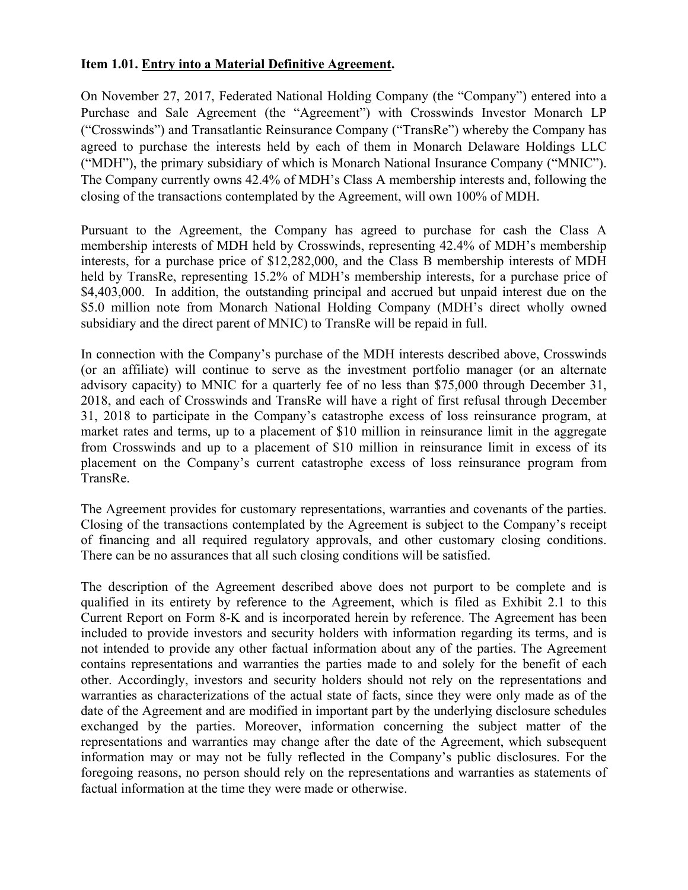**Item 1.01. Entry into a Material Definitive Agreement.**

On November 27, 2017, Federated National Holding Company (the "Company") entered into a Purchase and Sale Agreement (the "Agreement") with Crosswinds Investor Monarch LP ("Crosswinds") and Transatlantic Reinsurance Company ("TransRe") whereby the Company has agreed to purchase the interests held by each of them in Monarch Delaware Holdings LLC ("MDH"), the primary subsidiary of which is Monarch National Insurance Company ("MNIC"). The Company currently owns 42.4% of MDH's Class A membership interests and, following the closing of the transactions contemplated by the Agreement, will own 100% of MDH.

Pursuant to the Agreement, the Company has agreed to purchase for cash the Class A membership interests of MDH held by Crosswinds, representing 42.4% of MDH's membership interests, for a purchase price of $12,282,000, and the Class B membership interests of MDH held by TransRe, representing 15.2% of MDH's membership interests, for a purchase price of $4,403,000. In addition, the outstanding principal and accrued but unpaid interest due on the $5.0 million note from Monarch National Holding Company (MDH's direct wholly owned subsidiary and the direct parent of MNIC) to TransRe will be repaid in full.

In connection with the Company's purchase of the MDH interests described above, Crosswinds (or an affiliate) will continue to serve as the investment portfolio manager (or an alternate advisory capacity) to MNIC for a quarterly fee of no less than $75,000 through December 31, 2018, and each of Crosswinds and TransRe will have a right of first refusal through December 31, 2018 to participate in the Company's catastrophe excess of loss reinsurance program, at market rates and terms, up to a placement of $10 million in reinsurance limit in the aggregate from Crosswinds and up to a placement of $10 million in reinsurance limit in excess of its placement on the Company's current catastrophe excess of loss reinsurance program from TransRe.

The Agreement provides for customary representations, warranties and covenants of the parties. Closing of the transactions contemplated by the Agreement is subject to the Company's receipt of financing and all required regulatory approvals, and other customary closing conditions. There can be no assurances that all such closing conditions will be satisfied.

The description of the Agreement described above does not purport to be complete and is qualified in its entirety by reference to the Agreement, which is filed as Exhibit 2.1 to this Current Report on Form 8-K and is incorporated herein by reference. The Agreement has been included to provide investors and security holders with information regarding its terms, and is not intended to provide any other factual information about any of the parties. The Agreement contains representations and warranties the parties made to and solely for the benefit of each other. Accordingly, investors and security holders should not rely on the representations and warranties as characterizations of the actual state of facts, since they were only made as of the date of the Agreement and are modified in important part by the underlying disclosure schedules exchanged by the parties. Moreover, information concerning the subject matter of the representations and warranties may change after the date of the Agreement, which subsequent information may or may not be fully reflected in the Company's public disclosures. For the foregoing reasons, no person should rely on the representations and warranties as statements of factual information at the time they were made or otherwise.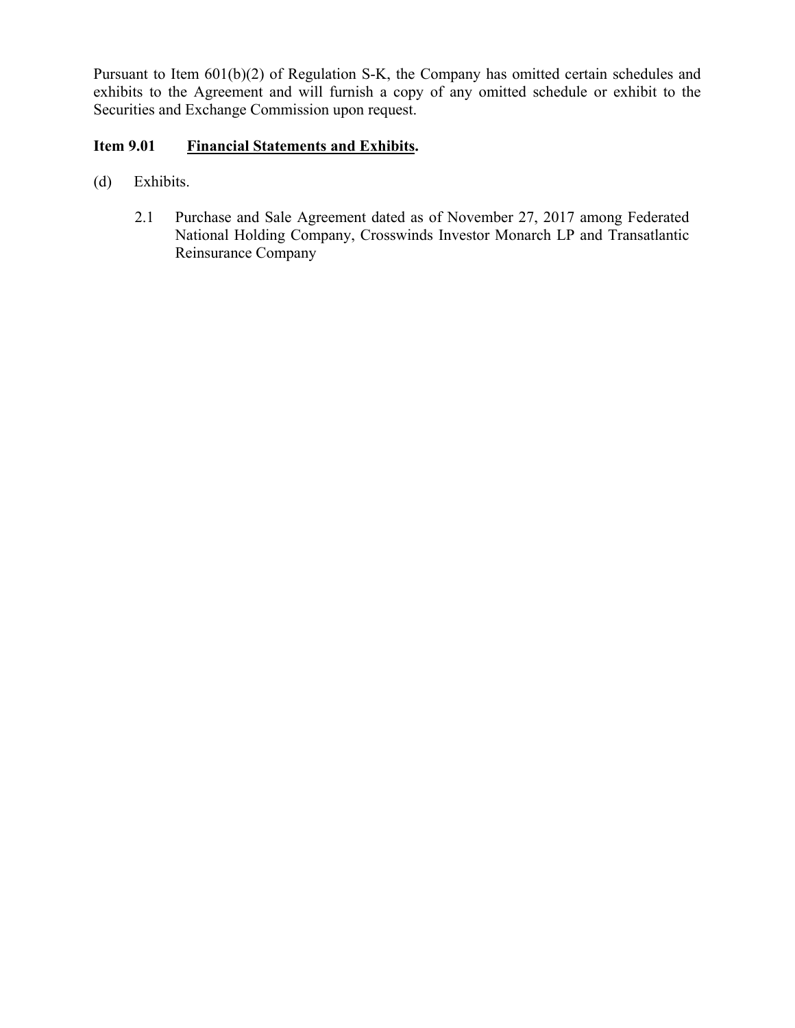Pursuant to Item 601(b)(2) of Regulation S-K, the Company has omitted certain schedules and exhibits to the Agreement and will furnish a copy of any omitted schedule or exhibit to the Securities and Exchange Commission upon request.

**Item 9.01 Financial Statements and Exhibits.**

(d) Exhibits.

2.1 Purchase and Sale Agreement dated as of November 27, 2017 among Federated National Holding Company, Crosswinds Investor Monarch LP and Transatlantic Reinsurance Company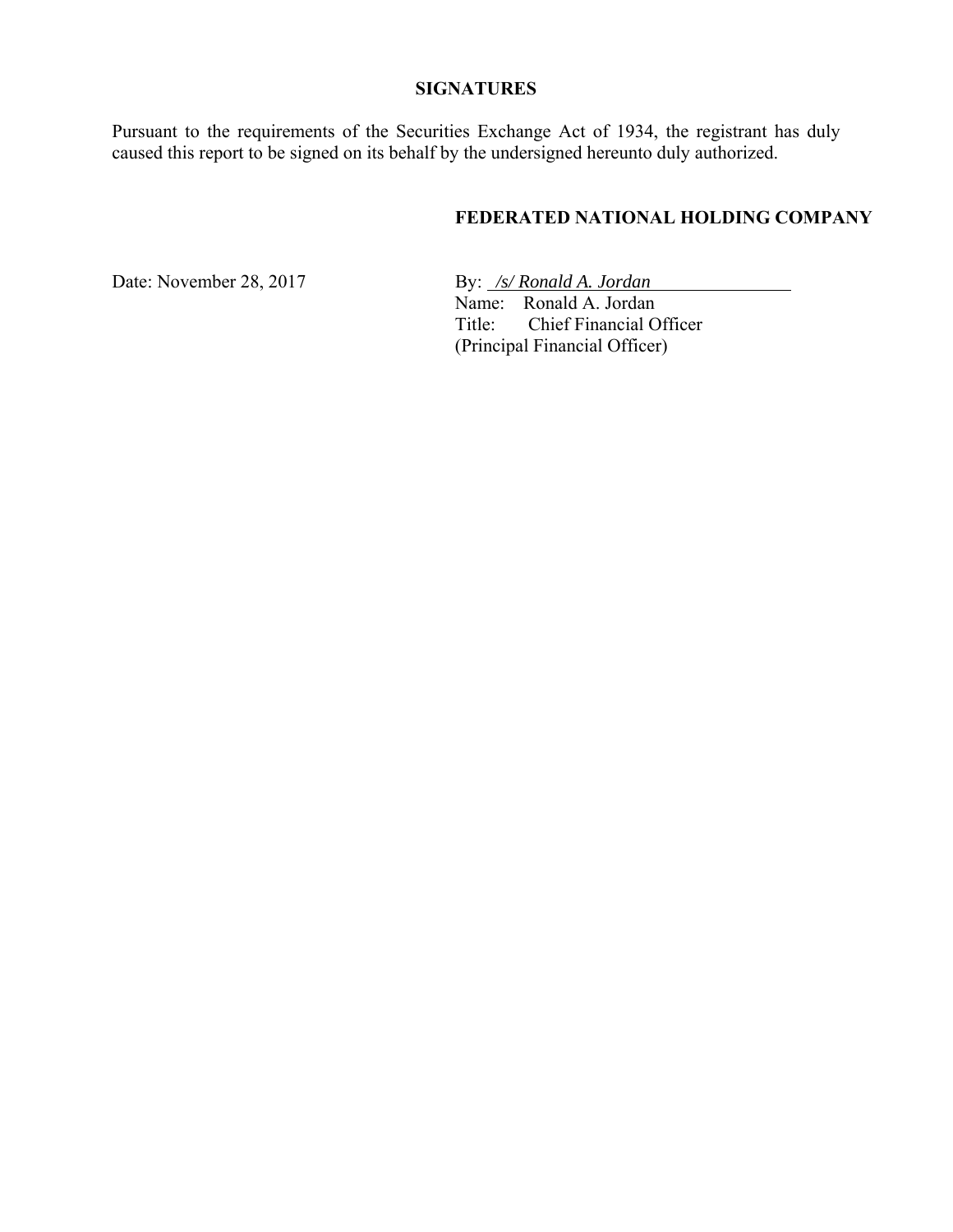## SIGNATURES

Pursuant to the requirements of the Securities Exchange Act of 1934, the registrant has duly caused this report to be signed on its behalf by the undersigned hereunto duly authorized.

**FEDERATED NATIONAL HOLDING COMPANY**

Date: November 28, 2017

By: */s/ Ronald A. Jordan*
Name: Ronald A. Jordan
Title: Chief Financial Officer
(Principal Financial Officer)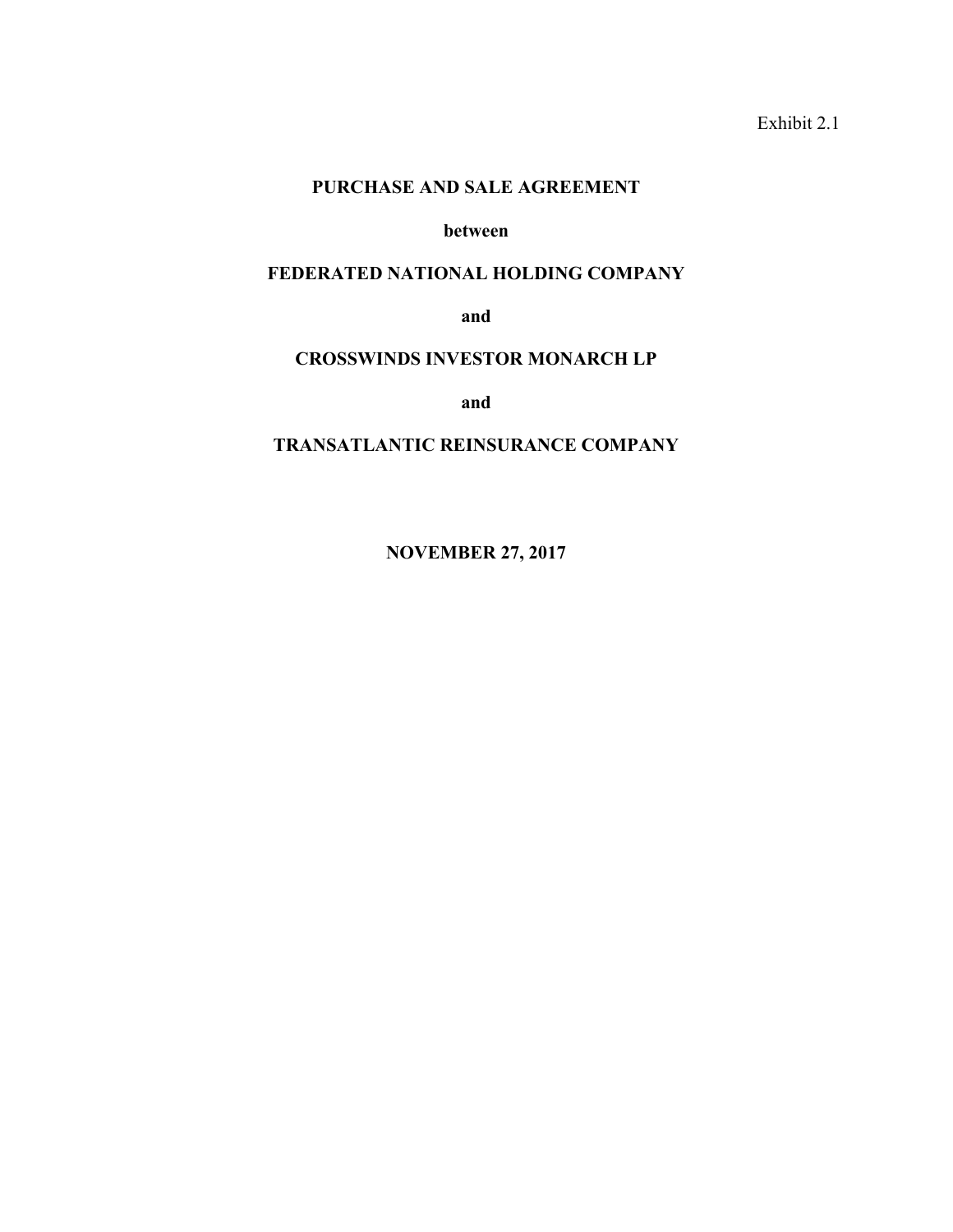Exhibit 2.1

# PURCHASE AND SALE AGREEMENT

**between**

**FEDERATED NATIONAL HOLDING COMPANY**

**and**

**CROSSWINDS INVESTOR MONARCH LP**

**and**

**TRANSATLANTIC REINSURANCE COMPANY**

**NOVEMBER 27, 2017**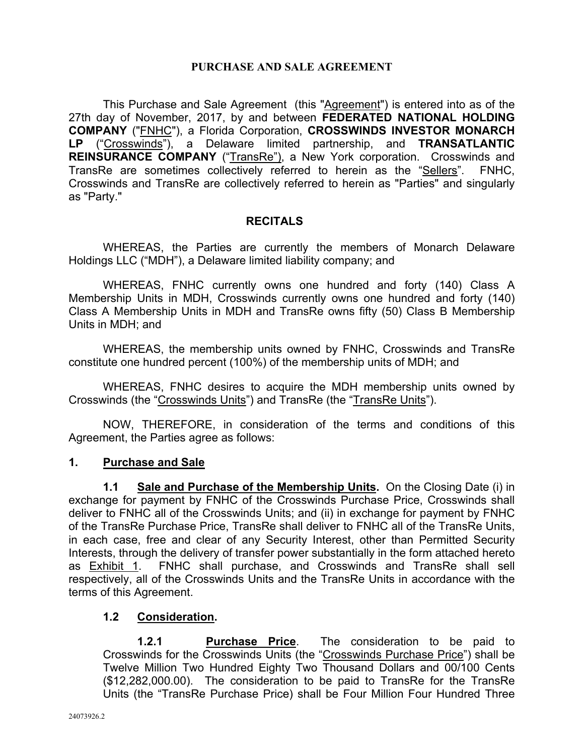# PURCHASE AND SALE AGREEMENT

This Purchase and Sale Agreement (this "Agreement") is entered into as of the 27th day of November, 2017, by and between **FEDERATED NATIONAL HOLDING COMPANY** ("FNHC"), a Florida Corporation, **CROSSWINDS INVESTOR MONARCH LP** ("Crosswinds"), a Delaware limited partnership, and **TRANSATLANTIC REINSURANCE COMPANY** ("TransRe"), a New York corporation. Crosswinds and TransRe are sometimes collectively referred to herein as the "Sellers". FNHC, Crosswinds and TransRe are collectively referred to herein as "Parties" and singularly as "Party."

## RECITALS

WHEREAS, the Parties are currently the members of Monarch Delaware Holdings LLC ("MDH"), a Delaware limited liability company; and

WHEREAS, FNHC currently owns one hundred and forty (140) Class A Membership Units in MDH, Crosswinds currently owns one hundred and forty (140) Class A Membership Units in MDH and TransRe owns fifty (50) Class B Membership Units in MDH; and

WHEREAS, the membership units owned by FNHC, Crosswinds and TransRe constitute one hundred percent (100%) of the membership units of MDH; and

WHEREAS, FNHC desires to acquire the MDH membership units owned by Crosswinds (the "Crosswinds Units") and TransRe (the "TransRe Units").

NOW, THEREFORE, in consideration of the terms and conditions of this Agreement, the Parties agree as follows:

## 1. Purchase and Sale

**1.1 Sale and Purchase of the Membership Units.** On the Closing Date (i) in exchange for payment by FNHC of the Crosswinds Purchase Price, Crosswinds shall deliver to FNHC all of the Crosswinds Units; and (ii) in exchange for payment by FNHC of the TransRe Purchase Price, TransRe shall deliver to FNHC all of the TransRe Units, in each case, free and clear of any Security Interest, other than Permitted Security Interests, through the delivery of transfer power substantially in the form attached hereto as Exhibit 1. FNHC shall purchase, and Crosswinds and TransRe shall sell respectively, all of the Crosswinds Units and the TransRe Units in accordance with the terms of this Agreement.

**1.2 Consideration.**

**1.2.1 Purchase Price**. The consideration to be paid to Crosswinds for the Crosswinds Units (the "Crosswinds Purchase Price") shall be Twelve Million Two Hundred Eighty Two Thousand Dollars and 00/100 Cents ($12,282,000.00). The consideration to be paid to TransRe for the TransRe Units (the "TransRe Purchase Price) shall be Four Million Four Hundred Three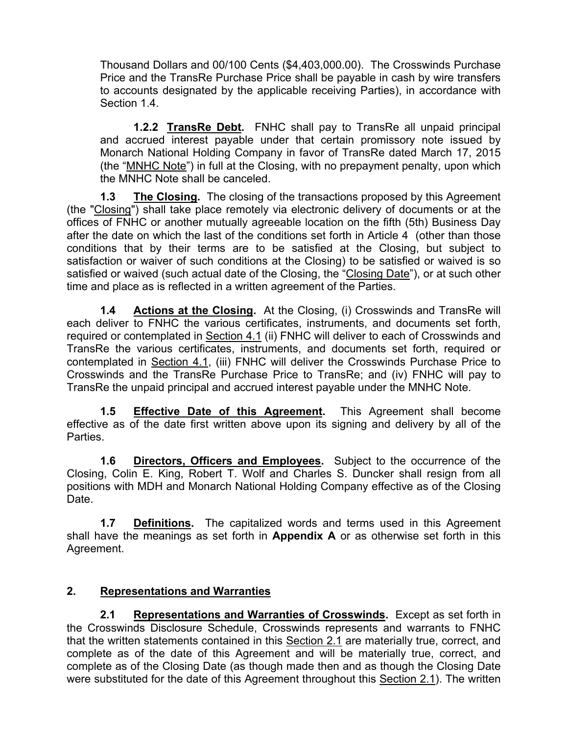Thousand Dollars and 00/100 Cents ($4,403,000.00). The Crosswinds Purchase Price and the TransRe Purchase Price shall be payable in cash by wire transfers to accounts designated by the applicable receiving Parties), in accordance with Section 1.4.

**1.2.2 TransRe Debt.** FNHC shall pay to TransRe all unpaid principal and accrued interest payable under that certain promissory note issued by Monarch National Holding Company in favor of TransRe dated March 17, 2015 (the "MNHC Note") in full at the Closing, with no prepayment penalty, upon which the MNHC Note shall be canceled.

**1.3 The Closing.** The closing of the transactions proposed by this Agreement (the "Closing") shall take place remotely via electronic delivery of documents or at the offices of FNHC or another mutually agreeable location on the fifth (5th) Business Day after the date on which the last of the conditions set forth in Article 4 (other than those conditions that by their terms are to be satisfied at the Closing, but subject to satisfaction or waiver of such conditions at the Closing) to be satisfied or waived is so satisfied or waived (such actual date of the Closing, the "Closing Date"), or at such other time and place as is reflected in a written agreement of the Parties.

**1.4 Actions at the Closing.** At the Closing, (i) Crosswinds and TransRe will each deliver to FNHC the various certificates, instruments, and documents set forth, required or contemplated in Section 4.1 (ii) FNHC will deliver to each of Crosswinds and TransRe the various certificates, instruments, and documents set forth, required or contemplated in Section 4.1, (iii) FNHC will deliver the Crosswinds Purchase Price to Crosswinds and the TransRe Purchase Price to TransRe; and (iv) FNHC will pay to TransRe the unpaid principal and accrued interest payable under the MNHC Note.

**1.5 Effective Date of this Agreement.** This Agreement shall become effective as of the date first written above upon its signing and delivery by all of the Parties.

**1.6 Directors, Officers and Employees.** Subject to the occurrence of the Closing, Colin E. King, Robert T. Wolf and Charles S. Duncker shall resign from all positions with MDH and Monarch National Holding Company effective as of the Closing Date.

**1.7 Definitions.** The capitalized words and terms used in this Agreement shall have the meanings as set forth in **Appendix A** or as otherwise set forth in this Agreement.

## 2. Representations and Warranties

**2.1 Representations and Warranties of Crosswinds.** Except as set forth in the Crosswinds Disclosure Schedule, Crosswinds represents and warrants to FNHC that the written statements contained in this Section 2.1 are materially true, correct, and complete as of the date of this Agreement and will be materially true, correct, and complete as of the Closing Date (as though made then and as though the Closing Date were substituted for the date of this Agreement throughout this Section 2.1). The written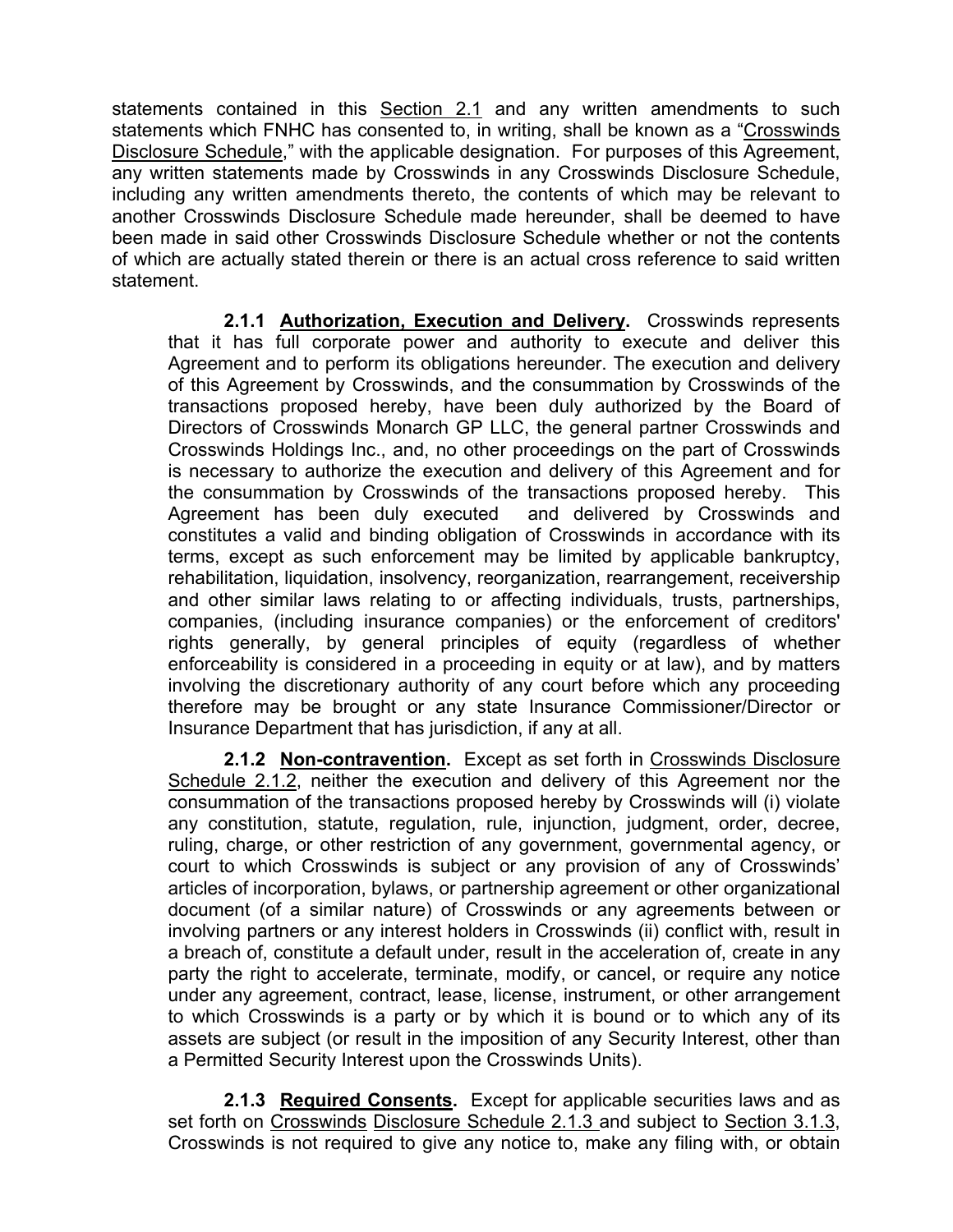statements contained in this Section 2.1 and any written amendments to such statements which FNHC has consented to, in writing, shall be known as a "Crosswinds Disclosure Schedule," with the applicable designation. For purposes of this Agreement, any written statements made by Crosswinds in any Crosswinds Disclosure Schedule, including any written amendments thereto, the contents of which may be relevant to another Crosswinds Disclosure Schedule made hereunder, shall be deemed to have been made in said other Crosswinds Disclosure Schedule whether or not the contents of which are actually stated therein or there is an actual cross reference to said written statement.

**2.1.1 Authorization, Execution and Delivery.** Crosswinds represents that it has full corporate power and authority to execute and deliver this Agreement and to perform its obligations hereunder. The execution and delivery of this Agreement by Crosswinds, and the consummation by Crosswinds of the transactions proposed hereby, have been duly authorized by the Board of Directors of Crosswinds Monarch GP LLC, the general partner Crosswinds and Crosswinds Holdings Inc., and, no other proceedings on the part of Crosswinds is necessary to authorize the execution and delivery of this Agreement and for the consummation by Crosswinds of the transactions proposed hereby. This Agreement has been duly executed and delivered by Crosswinds and constitutes a valid and binding obligation of Crosswinds in accordance with its terms, except as such enforcement may be limited by applicable bankruptcy, rehabilitation, liquidation, insolvency, reorganization, rearrangement, receivership and other similar laws relating to or affecting individuals, trusts, partnerships, companies, (including insurance companies) or the enforcement of creditors' rights generally, by general principles of equity (regardless of whether enforceability is considered in a proceeding in equity or at law), and by matters involving the discretionary authority of any court before which any proceeding therefore may be brought or any state Insurance Commissioner/Director or Insurance Department that has jurisdiction, if any at all.

**2.1.2 Non-contravention.** Except as set forth in Crosswinds Disclosure Schedule 2.1.2, neither the execution and delivery of this Agreement nor the consummation of the transactions proposed hereby by Crosswinds will (i) violate any constitution, statute, regulation, rule, injunction, judgment, order, decree, ruling, charge, or other restriction of any government, governmental agency, or court to which Crosswinds is subject or any provision of any of Crosswinds' articles of incorporation, bylaws, or partnership agreement or other organizational document (of a similar nature) of Crosswinds or any agreements between or involving partners or any interest holders in Crosswinds (ii) conflict with, result in a breach of, constitute a default under, result in the acceleration of, create in any party the right to accelerate, terminate, modify, or cancel, or require any notice under any agreement, contract, lease, license, instrument, or other arrangement to which Crosswinds is a party or by which it is bound or to which any of its assets are subject (or result in the imposition of any Security Interest, other than a Permitted Security Interest upon the Crosswinds Units).

**2.1.3 Required Consents.** Except for applicable securities laws and as set forth on Crosswinds Disclosure Schedule 2.1.3 and subject to Section 3.1.3, Crosswinds is not required to give any notice to, make any filing with, or obtain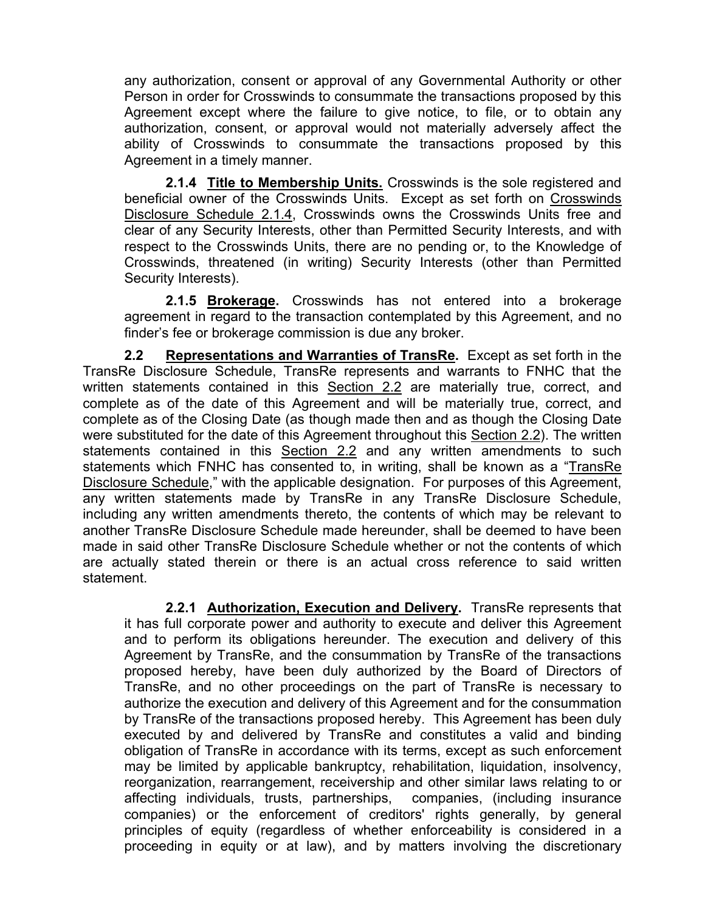any authorization, consent or approval of any Governmental Authority or other Person in order for Crosswinds to consummate the transactions proposed by this Agreement except where the failure to give notice, to file, or to obtain any authorization, consent, or approval would not materially adversely affect the ability of Crosswinds to consummate the transactions proposed by this Agreement in a timely manner.

**2.1.4 Title to Membership Units.** Crosswinds is the sole registered and beneficial owner of the Crosswinds Units. Except as set forth on Crosswinds Disclosure Schedule 2.1.4, Crosswinds owns the Crosswinds Units free and clear of any Security Interests, other than Permitted Security Interests, and with respect to the Crosswinds Units, there are no pending or, to the Knowledge of Crosswinds, threatened (in writing) Security Interests (other than Permitted Security Interests).

**2.1.5 Brokerage.** Crosswinds has not entered into a brokerage agreement in regard to the transaction contemplated by this Agreement, and no finder's fee or brokerage commission is due any broker.

**2.2 Representations and Warranties of TransRe.** Except as set forth in the TransRe Disclosure Schedule, TransRe represents and warrants to FNHC that the written statements contained in this Section 2.2 are materially true, correct, and complete as of the date of this Agreement and will be materially true, correct, and complete as of the Closing Date (as though made then and as though the Closing Date were substituted for the date of this Agreement throughout this Section 2.2). The written statements contained in this Section 2.2 and any written amendments to such statements which FNHC has consented to, in writing, shall be known as a "TransRe Disclosure Schedule," with the applicable designation. For purposes of this Agreement, any written statements made by TransRe in any TransRe Disclosure Schedule, including any written amendments thereto, the contents of which may be relevant to another TransRe Disclosure Schedule made hereunder, shall be deemed to have been made in said other TransRe Disclosure Schedule whether or not the contents of which are actually stated therein or there is an actual cross reference to said written statement.

**2.2.1 Authorization, Execution and Delivery.** TransRe represents that it has full corporate power and authority to execute and deliver this Agreement and to perform its obligations hereunder. The execution and delivery of this Agreement by TransRe, and the consummation by TransRe of the transactions proposed hereby, have been duly authorized by the Board of Directors of TransRe, and no other proceedings on the part of TransRe is necessary to authorize the execution and delivery of this Agreement and for the consummation by TransRe of the transactions proposed hereby. This Agreement has been duly executed by and delivered by TransRe and constitutes a valid and binding obligation of TransRe in accordance with its terms, except as such enforcement may be limited by applicable bankruptcy, rehabilitation, liquidation, insolvency, reorganization, rearrangement, receivership and other similar laws relating to or affecting individuals, trusts, partnerships, companies, (including insurance companies) or the enforcement of creditors' rights generally, by general principles of equity (regardless of whether enforceability is considered in a proceeding in equity or at law), and by matters involving the discretionary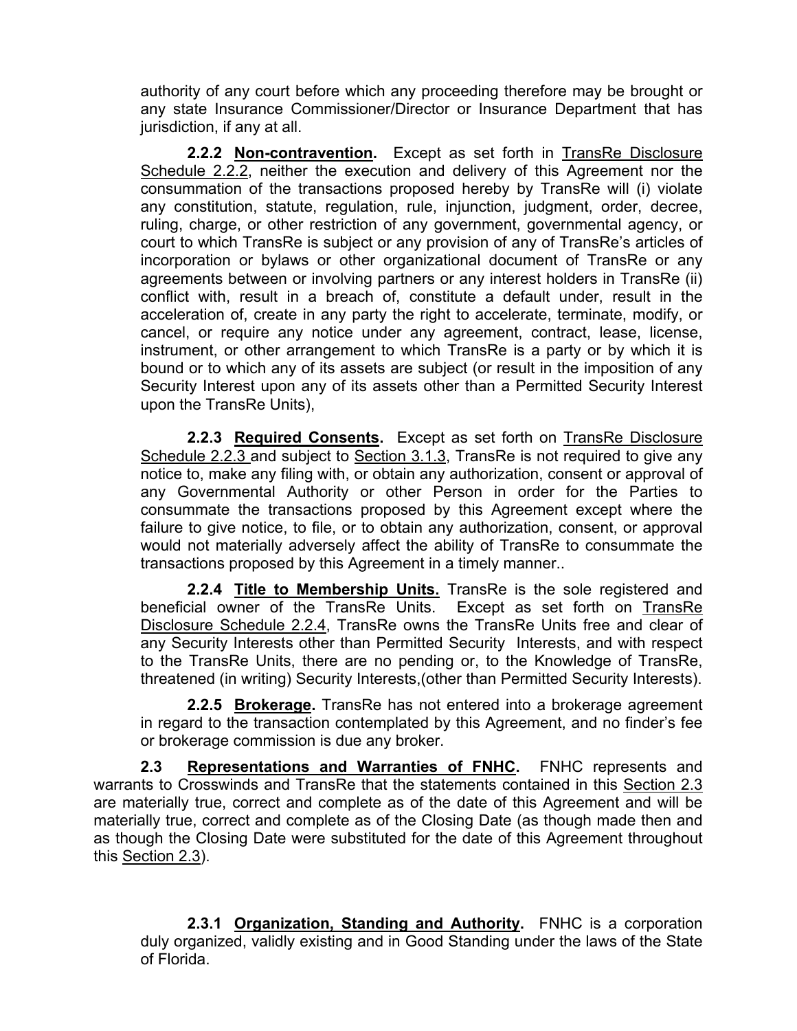authority of any court before which any proceeding therefore may be brought or any state Insurance Commissioner/Director or Insurance Department that has jurisdiction, if any at all.

**2.2.2 Non-contravention.** Except as set forth in TransRe Disclosure Schedule 2.2.2, neither the execution and delivery of this Agreement nor the consummation of the transactions proposed hereby by TransRe will (i) violate any constitution, statute, regulation, rule, injunction, judgment, order, decree, ruling, charge, or other restriction of any government, governmental agency, or court to which TransRe is subject or any provision of any of TransRe's articles of incorporation or bylaws or other organizational document of TransRe or any agreements between or involving partners or any interest holders in TransRe (ii) conflict with, result in a breach of, constitute a default under, result in the acceleration of, create in any party the right to accelerate, terminate, modify, or cancel, or require any notice under any agreement, contract, lease, license, instrument, or other arrangement to which TransRe is a party or by which it is bound or to which any of its assets are subject (or result in the imposition of any Security Interest upon any of its assets other than a Permitted Security Interest upon the TransRe Units),

**2.2.3 Required Consents.** Except as set forth on TransRe Disclosure Schedule 2.2.3 and subject to Section 3.1.3, TransRe is not required to give any notice to, make any filing with, or obtain any authorization, consent or approval of any Governmental Authority or other Person in order for the Parties to consummate the transactions proposed by this Agreement except where the failure to give notice, to file, or to obtain any authorization, consent, or approval would not materially adversely affect the ability of TransRe to consummate the transactions proposed by this Agreement in a timely manner..

**2.2.4 Title to Membership Units.** TransRe is the sole registered and beneficial owner of the TransRe Units. Except as set forth on TransRe Disclosure Schedule 2.2.4, TransRe owns the TransRe Units free and clear of any Security Interests other than Permitted Security Interests, and with respect to the TransRe Units, there are no pending or, to the Knowledge of TransRe, threatened (in writing) Security Interests,(other than Permitted Security Interests).

**2.2.5 Brokerage.** TransRe has not entered into a brokerage agreement in regard to the transaction contemplated by this Agreement, and no finder's fee or brokerage commission is due any broker.

**2.3 Representations and Warranties of FNHC.** FNHC represents and warrants to Crosswinds and TransRe that the statements contained in this Section 2.3 are materially true, correct and complete as of the date of this Agreement and will be materially true, correct and complete as of the Closing Date (as though made then and as though the Closing Date were substituted for the date of this Agreement throughout this Section 2.3).

**2.3.1 Organization, Standing and Authority.** FNHC is a corporation duly organized, validly existing and in Good Standing under the laws of the State of Florida.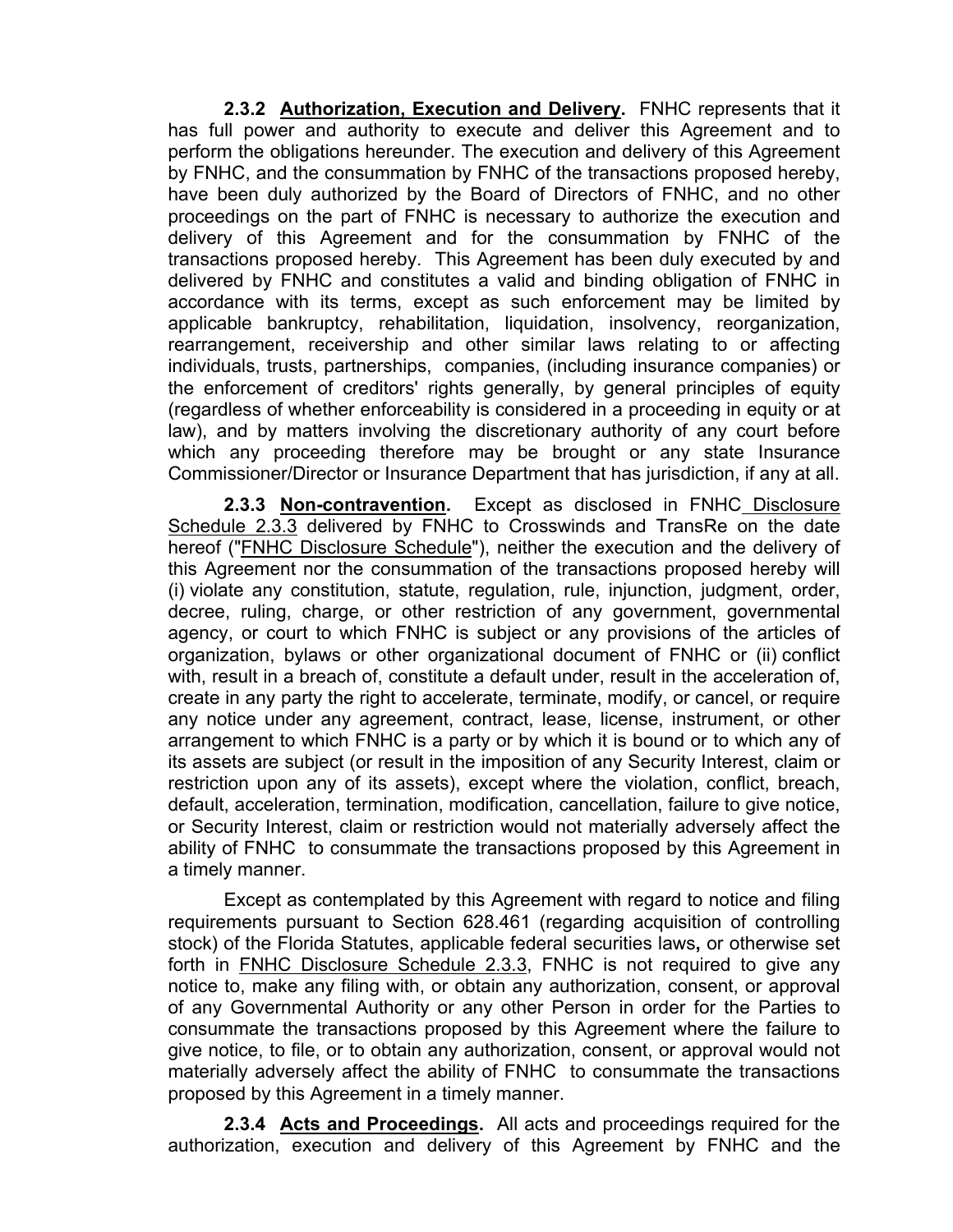**2.3.2 Authorization, Execution and Delivery.** FNHC represents that it has full power and authority to execute and deliver this Agreement and to perform the obligations hereunder. The execution and delivery of this Agreement by FNHC, and the consummation by FNHC of the transactions proposed hereby, have been duly authorized by the Board of Directors of FNHC, and no other proceedings on the part of FNHC is necessary to authorize the execution and delivery of this Agreement and for the consummation by FNHC of the transactions proposed hereby. This Agreement has been duly executed by and delivered by FNHC and constitutes a valid and binding obligation of FNHC in accordance with its terms, except as such enforcement may be limited by applicable bankruptcy, rehabilitation, liquidation, insolvency, reorganization, rearrangement, receivership and other similar laws relating to or affecting individuals, trusts, partnerships, companies, (including insurance companies) or the enforcement of creditors' rights generally, by general principles of equity (regardless of whether enforceability is considered in a proceeding in equity or at law), and by matters involving the discretionary authority of any court before which any proceeding therefore may be brought or any state Insurance Commissioner/Director or Insurance Department that has jurisdiction, if any at all.

**2.3.3 Non-contravention.** Except as disclosed in FNHC Disclosure Schedule 2.3.3 delivered by FNHC to Crosswinds and TransRe on the date hereof ("FNHC Disclosure Schedule"), neither the execution and the delivery of this Agreement nor the consummation of the transactions proposed hereby will (i) violate any constitution, statute, regulation, rule, injunction, judgment, order, decree, ruling, charge, or other restriction of any government, governmental agency, or court to which FNHC is subject or any provisions of the articles of organization, bylaws or other organizational document of FNHC or (ii) conflict with, result in a breach of, constitute a default under, result in the acceleration of, create in any party the right to accelerate, terminate, modify, or cancel, or require any notice under any agreement, contract, lease, license, instrument, or other arrangement to which FNHC is a party or by which it is bound or to which any of its assets are subject (or result in the imposition of any Security Interest, claim or restriction upon any of its assets), except where the violation, conflict, breach, default, acceleration, termination, modification, cancellation, failure to give notice, or Security Interest, claim or restriction would not materially adversely affect the ability of FNHC to consummate the transactions proposed by this Agreement in a timely manner.

Except as contemplated by this Agreement with regard to notice and filing requirements pursuant to Section 628.461 (regarding acquisition of controlling stock) of the Florida Statutes, applicable federal securities laws, or otherwise set forth in FNHC Disclosure Schedule 2.3.3, FNHC is not required to give any notice to, make any filing with, or obtain any authorization, consent, or approval of any Governmental Authority or any other Person in order for the Parties to consummate the transactions proposed by this Agreement where the failure to give notice, to file, or to obtain any authorization, consent, or approval would not materially adversely affect the ability of FNHC to consummate the transactions proposed by this Agreement in a timely manner.

**2.3.4 Acts and Proceedings.** All acts and proceedings required for the authorization, execution and delivery of this Agreement by FNHC and the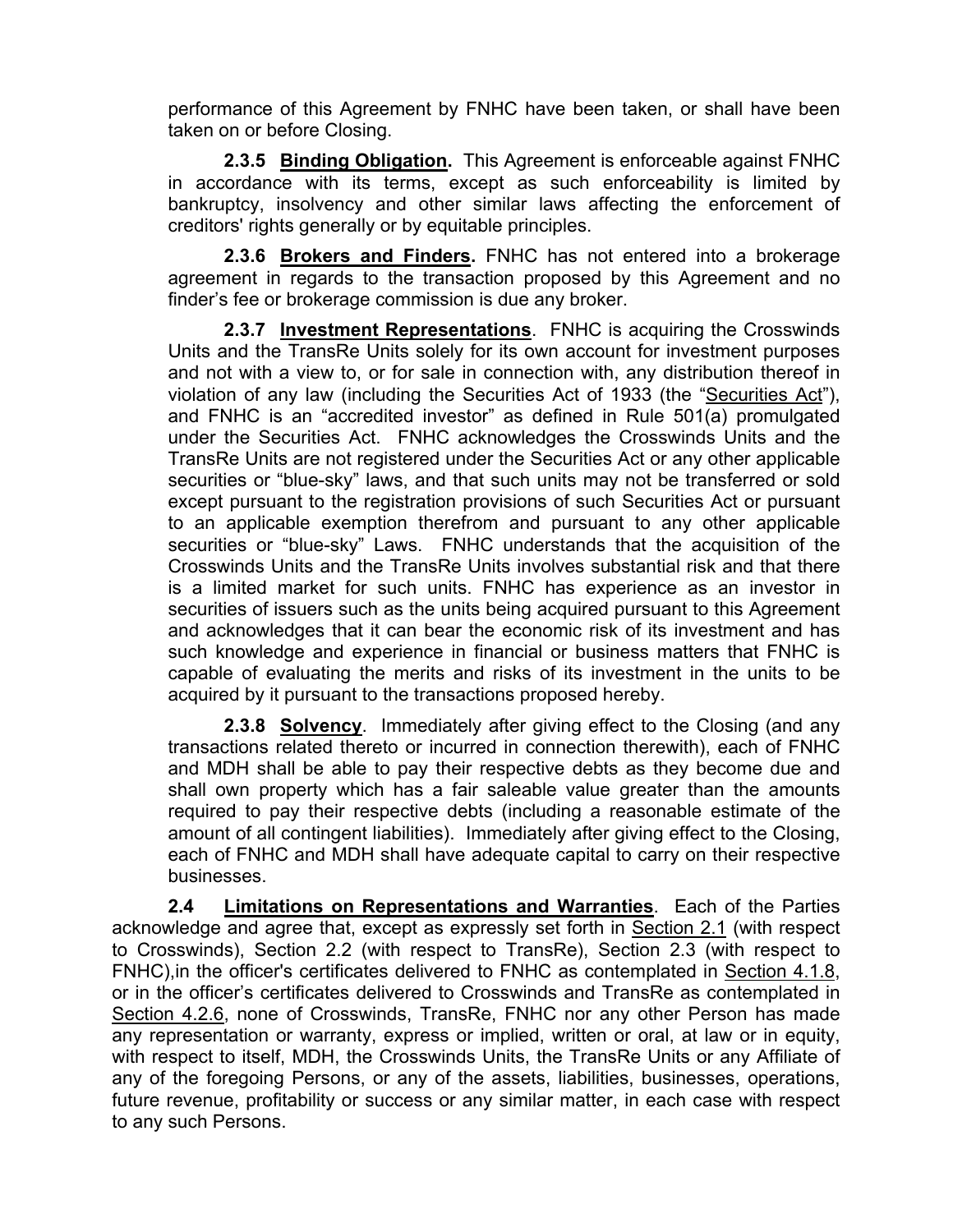performance of this Agreement by FNHC have been taken, or shall have been taken on or before Closing.

**2.3.5 Binding Obligation.** This Agreement is enforceable against FNHC in accordance with its terms, except as such enforceability is limited by bankruptcy, insolvency and other similar laws affecting the enforcement of creditors' rights generally or by equitable principles.

**2.3.6 Brokers and Finders.** FNHC has not entered into a brokerage agreement in regards to the transaction proposed by this Agreement and no finder's fee or brokerage commission is due any broker.

**2.3.7 Investment Representations**. FNHC is acquiring the Crosswinds Units and the TransRe Units solely for its own account for investment purposes and not with a view to, or for sale in connection with, any distribution thereof in violation of any law (including the Securities Act of 1933 (the "Securities Act"), and FNHC is an "accredited investor" as defined in Rule 501(a) promulgated under the Securities Act. FNHC acknowledges the Crosswinds Units and the TransRe Units are not registered under the Securities Act or any other applicable securities or "blue-sky" laws, and that such units may not be transferred or sold except pursuant to the registration provisions of such Securities Act or pursuant to an applicable exemption therefrom and pursuant to any other applicable securities or "blue-sky" Laws. FNHC understands that the acquisition of the Crosswinds Units and the TransRe Units involves substantial risk and that there is a limited market for such units. FNHC has experience as an investor in securities of issuers such as the units being acquired pursuant to this Agreement and acknowledges that it can bear the economic risk of its investment and has such knowledge and experience in financial or business matters that FNHC is capable of evaluating the merits and risks of its investment in the units to be acquired by it pursuant to the transactions proposed hereby.

**2.3.8 Solvency**. Immediately after giving effect to the Closing (and any transactions related thereto or incurred in connection therewith), each of FNHC and MDH shall be able to pay their respective debts as they become due and shall own property which has a fair saleable value greater than the amounts required to pay their respective debts (including a reasonable estimate of the amount of all contingent liabilities). Immediately after giving effect to the Closing, each of FNHC and MDH shall have adequate capital to carry on their respective businesses.

**2.4 Limitations on Representations and Warranties**. Each of the Parties acknowledge and agree that, except as expressly set forth in Section 2.1 (with respect to Crosswinds), Section 2.2 (with respect to TransRe), Section 2.3 (with respect to FNHC),in the officer's certificates delivered to FNHC as contemplated in Section 4.1.8, or in the officer's certificates delivered to Crosswinds and TransRe as contemplated in Section 4.2.6, none of Crosswinds, TransRe, FNHC nor any other Person has made any representation or warranty, express or implied, written or oral, at law or in equity, with respect to itself, MDH, the Crosswinds Units, the TransRe Units or any Affiliate of any of the foregoing Persons, or any of the assets, liabilities, businesses, operations, future revenue, profitability or success or any similar matter, in each case with respect to any such Persons.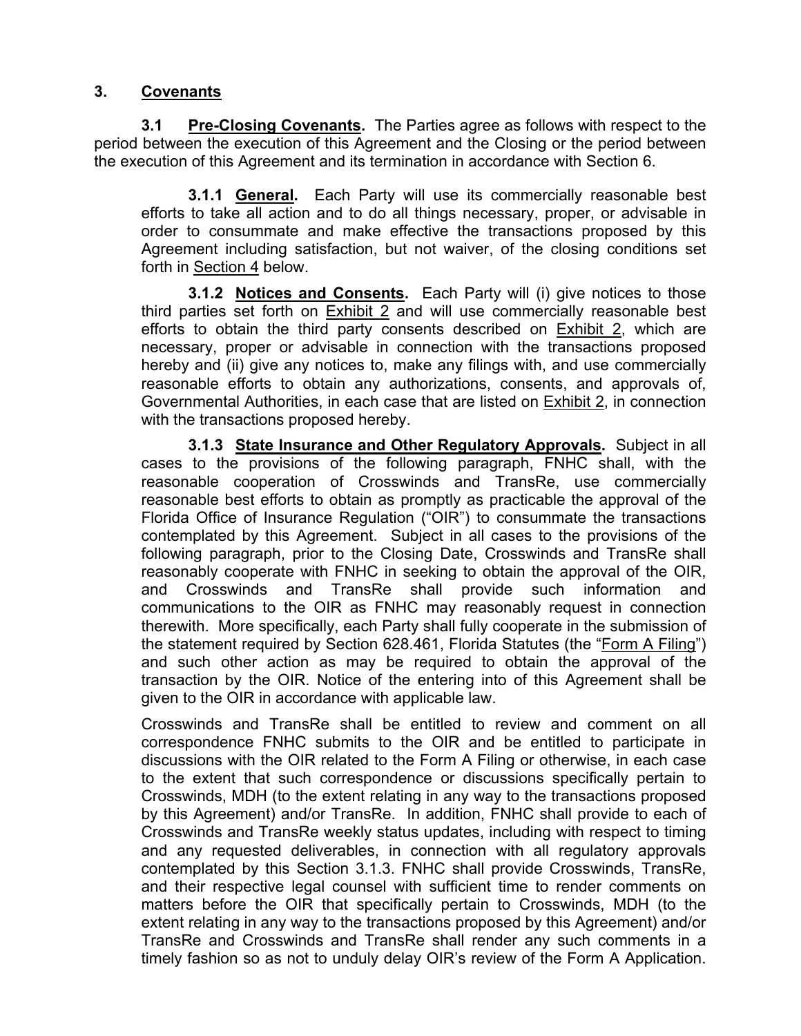## 3. Covenants

**3.1 Pre-Closing Covenants.** The Parties agree as follows with respect to the period between the execution of this Agreement and the Closing or the period between the execution of this Agreement and its termination in accordance with Section 6.

**3.1.1 General.** Each Party will use its commercially reasonable best efforts to take all action and to do all things necessary, proper, or advisable in order to consummate and make effective the transactions proposed by this Agreement including satisfaction, but not waiver, of the closing conditions set forth in Section 4 below.

**3.1.2 Notices and Consents.** Each Party will (i) give notices to those third parties set forth on Exhibit 2 and will use commercially reasonable best efforts to obtain the third party consents described on Exhibit 2, which are necessary, proper or advisable in connection with the transactions proposed hereby and (ii) give any notices to, make any filings with, and use commercially reasonable efforts to obtain any authorizations, consents, and approvals of, Governmental Authorities, in each case that are listed on Exhibit 2, in connection with the transactions proposed hereby.

**3.1.3 State Insurance and Other Regulatory Approvals.** Subject in all cases to the provisions of the following paragraph, FNHC shall, with the reasonable cooperation of Crosswinds and TransRe, use commercially reasonable best efforts to obtain as promptly as practicable the approval of the Florida Office of Insurance Regulation ("OIR") to consummate the transactions contemplated by this Agreement. Subject in all cases to the provisions of the following paragraph, prior to the Closing Date, Crosswinds and TransRe shall reasonably cooperate with FNHC in seeking to obtain the approval of the OIR, and Crosswinds and TransRe shall provide such information and communications to the OIR as FNHC may reasonably request in connection therewith. More specifically, each Party shall fully cooperate in the submission of the statement required by Section 628.461, Florida Statutes (the "Form A Filing") and such other action as may be required to obtain the approval of the transaction by the OIR. Notice of the entering into of this Agreement shall be given to the OIR in accordance with applicable law.

Crosswinds and TransRe shall be entitled to review and comment on all correspondence FNHC submits to the OIR and be entitled to participate in discussions with the OIR related to the Form A Filing or otherwise, in each case to the extent that such correspondence or discussions specifically pertain to Crosswinds, MDH (to the extent relating in any way to the transactions proposed by this Agreement) and/or TransRe. In addition, FNHC shall provide to each of Crosswinds and TransRe weekly status updates, including with respect to timing and any requested deliverables, in connection with all regulatory approvals contemplated by this Section 3.1.3. FNHC shall provide Crosswinds, TransRe, and their respective legal counsel with sufficient time to render comments on matters before the OIR that specifically pertain to Crosswinds, MDH (to the extent relating in any way to the transactions proposed by this Agreement) and/or TransRe and Crosswinds and TransRe shall render any such comments in a timely fashion so as not to unduly delay OIR's review of the Form A Application.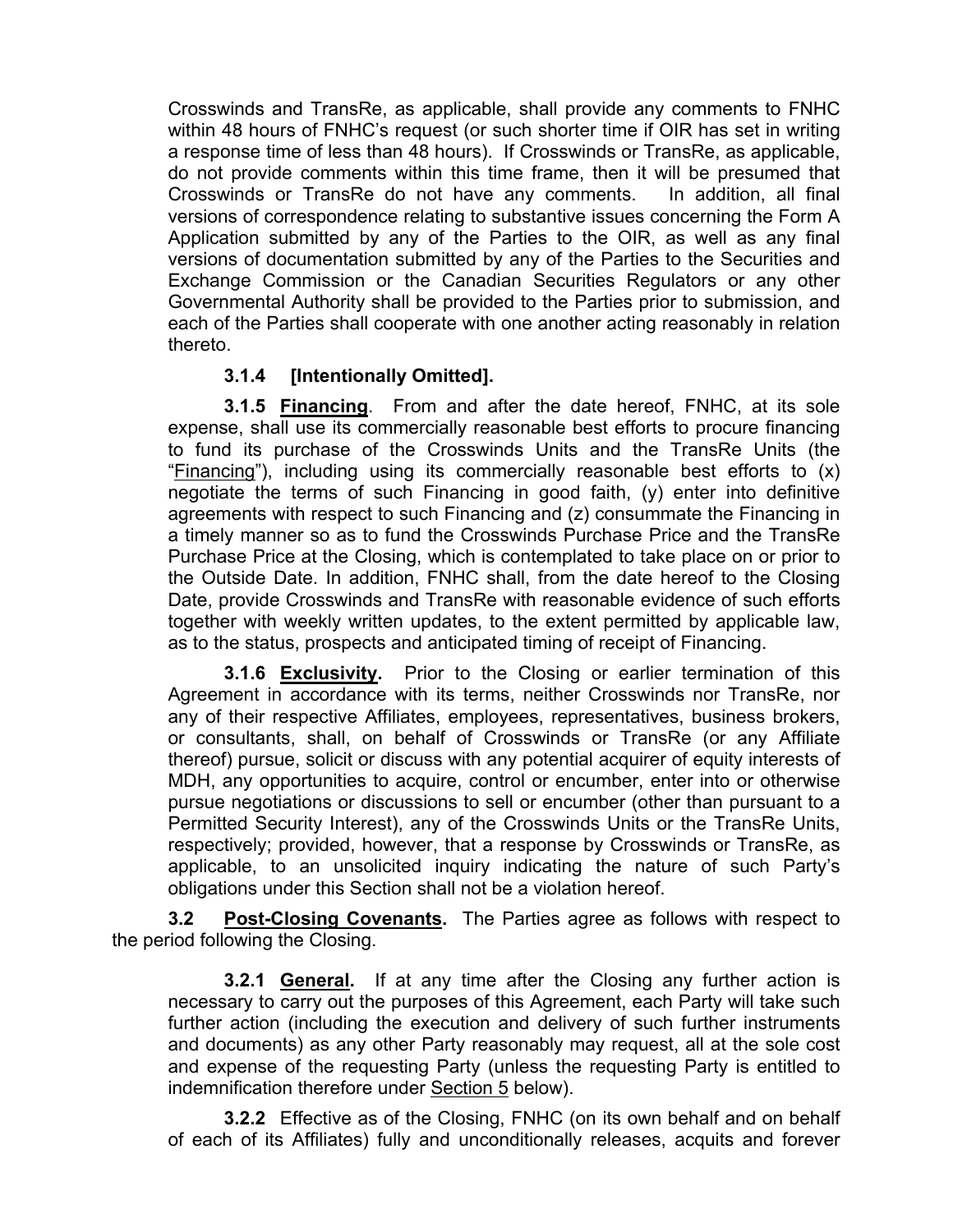Crosswinds and TransRe, as applicable, shall provide any comments to FNHC within 48 hours of FNHC's request (or such shorter time if OIR has set in writing a response time of less than 48 hours). If Crosswinds or TransRe, as applicable, do not provide comments within this time frame, then it will be presumed that Crosswinds or TransRe do not have any comments. In addition, all final versions of correspondence relating to substantive issues concerning the Form A Application submitted by any of the Parties to the OIR, as well as any final versions of documentation submitted by any of the Parties to the Securities and Exchange Commission or the Canadian Securities Regulators or any other Governmental Authority shall be provided to the Parties prior to submission, and each of the Parties shall cooperate with one another acting reasonably in relation thereto.

**3.1.4 [Intentionally Omitted].**

**3.1.5 Financing**. From and after the date hereof, FNHC, at its sole expense, shall use its commercially reasonable best efforts to procure financing to fund its purchase of the Crosswinds Units and the TransRe Units (the "Financing"), including using its commercially reasonable best efforts to (x) negotiate the terms of such Financing in good faith, (y) enter into definitive agreements with respect to such Financing and (z) consummate the Financing in a timely manner so as to fund the Crosswinds Purchase Price and the TransRe Purchase Price at the Closing, which is contemplated to take place on or prior to the Outside Date. In addition, FNHC shall, from the date hereof to the Closing Date, provide Crosswinds and TransRe with reasonable evidence of such efforts together with weekly written updates, to the extent permitted by applicable law, as to the status, prospects and anticipated timing of receipt of Financing.

**3.1.6 Exclusivity.** Prior to the Closing or earlier termination of this Agreement in accordance with its terms, neither Crosswinds nor TransRe, nor any of their respective Affiliates, employees, representatives, business brokers, or consultants, shall, on behalf of Crosswinds or TransRe (or any Affiliate thereof) pursue, solicit or discuss with any potential acquirer of equity interests of MDH, any opportunities to acquire, control or encumber, enter into or otherwise pursue negotiations or discussions to sell or encumber (other than pursuant to a Permitted Security Interest), any of the Crosswinds Units or the TransRe Units, respectively; provided, however, that a response by Crosswinds or TransRe, as applicable, to an unsolicited inquiry indicating the nature of such Party's obligations under this Section shall not be a violation hereof.

**3.2 Post-Closing Covenants.** The Parties agree as follows with respect to the period following the Closing.

**3.2.1 General.** If at any time after the Closing any further action is necessary to carry out the purposes of this Agreement, each Party will take such further action (including the execution and delivery of such further instruments and documents) as any other Party reasonably may request, all at the sole cost and expense of the requesting Party (unless the requesting Party is entitled to indemnification therefore under Section 5 below).

**3.2.2** Effective as of the Closing, FNHC (on its own behalf and on behalf of each of its Affiliates) fully and unconditionally releases, acquits and forever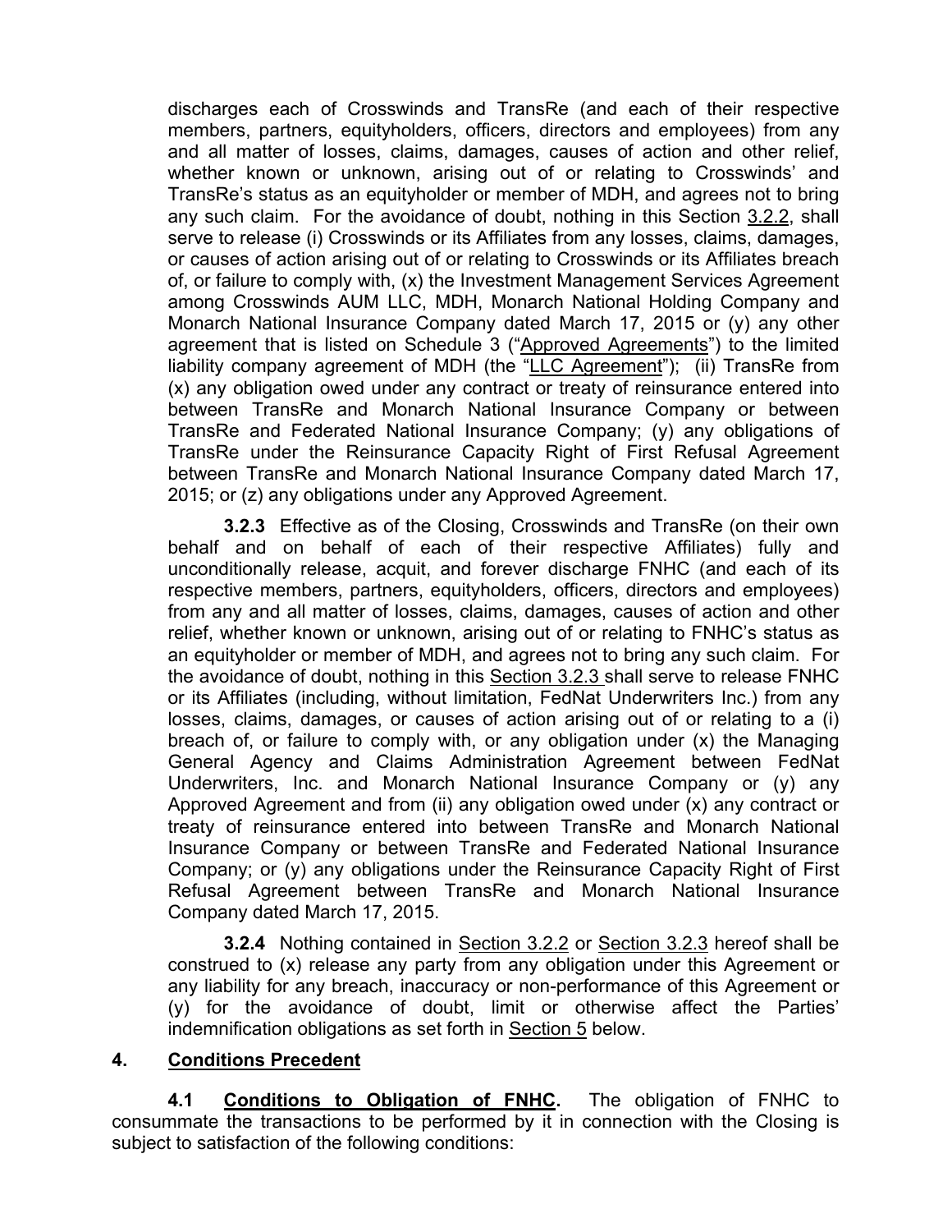discharges each of Crosswinds and TransRe (and each of their respective members, partners, equityholders, officers, directors and employees) from any and all matter of losses, claims, damages, causes of action and other relief, whether known or unknown, arising out of or relating to Crosswinds' and TransRe's status as an equityholder or member of MDH, and agrees not to bring any such claim. For the avoidance of doubt, nothing in this Section 3.2.2, shall serve to release (i) Crosswinds or its Affiliates from any losses, claims, damages, or causes of action arising out of or relating to Crosswinds or its Affiliates breach of, or failure to comply with, (x) the Investment Management Services Agreement among Crosswinds AUM LLC, MDH, Monarch National Holding Company and Monarch National Insurance Company dated March 17, 2015 or (y) any other agreement that is listed on Schedule 3 ("Approved Agreements") to the limited liability company agreement of MDH (the "LLC Agreement"); (ii) TransRe from (x) any obligation owed under any contract or treaty of reinsurance entered into between TransRe and Monarch National Insurance Company or between TransRe and Federated National Insurance Company; (y) any obligations of TransRe under the Reinsurance Capacity Right of First Refusal Agreement between TransRe and Monarch National Insurance Company dated March 17, 2015; or (z) any obligations under any Approved Agreement.

**3.2.3** Effective as of the Closing, Crosswinds and TransRe (on their own behalf and on behalf of each of their respective Affiliates) fully and unconditionally release, acquit, and forever discharge FNHC (and each of its respective members, partners, equityholders, officers, directors and employees) from any and all matter of losses, claims, damages, causes of action and other relief, whether known or unknown, arising out of or relating to FNHC's status as an equityholder or member of MDH, and agrees not to bring any such claim. For the avoidance of doubt, nothing in this Section 3.2.3 shall serve to release FNHC or its Affiliates (including, without limitation, FedNat Underwriters Inc.) from any losses, claims, damages, or causes of action arising out of or relating to a (i) breach of, or failure to comply with, or any obligation under (x) the Managing General Agency and Claims Administration Agreement between FedNat Underwriters, Inc. and Monarch National Insurance Company or (y) any Approved Agreement and from (ii) any obligation owed under (x) any contract or treaty of reinsurance entered into between TransRe and Monarch National Insurance Company or between TransRe and Federated National Insurance Company; or (y) any obligations under the Reinsurance Capacity Right of First Refusal Agreement between TransRe and Monarch National Insurance Company dated March 17, 2015.

**3.2.4** Nothing contained in Section 3.2.2 or Section 3.2.3 hereof shall be construed to (x) release any party from any obligation under this Agreement or any liability for any breach, inaccuracy or non-performance of this Agreement or (y) for the avoidance of doubt, limit or otherwise affect the Parties' indemnification obligations as set forth in Section 5 below.

## 4. Conditions Precedent

**4.1 Conditions to Obligation of FNHC.** The obligation of FNHC to consummate the transactions to be performed by it in connection with the Closing is subject to satisfaction of the following conditions: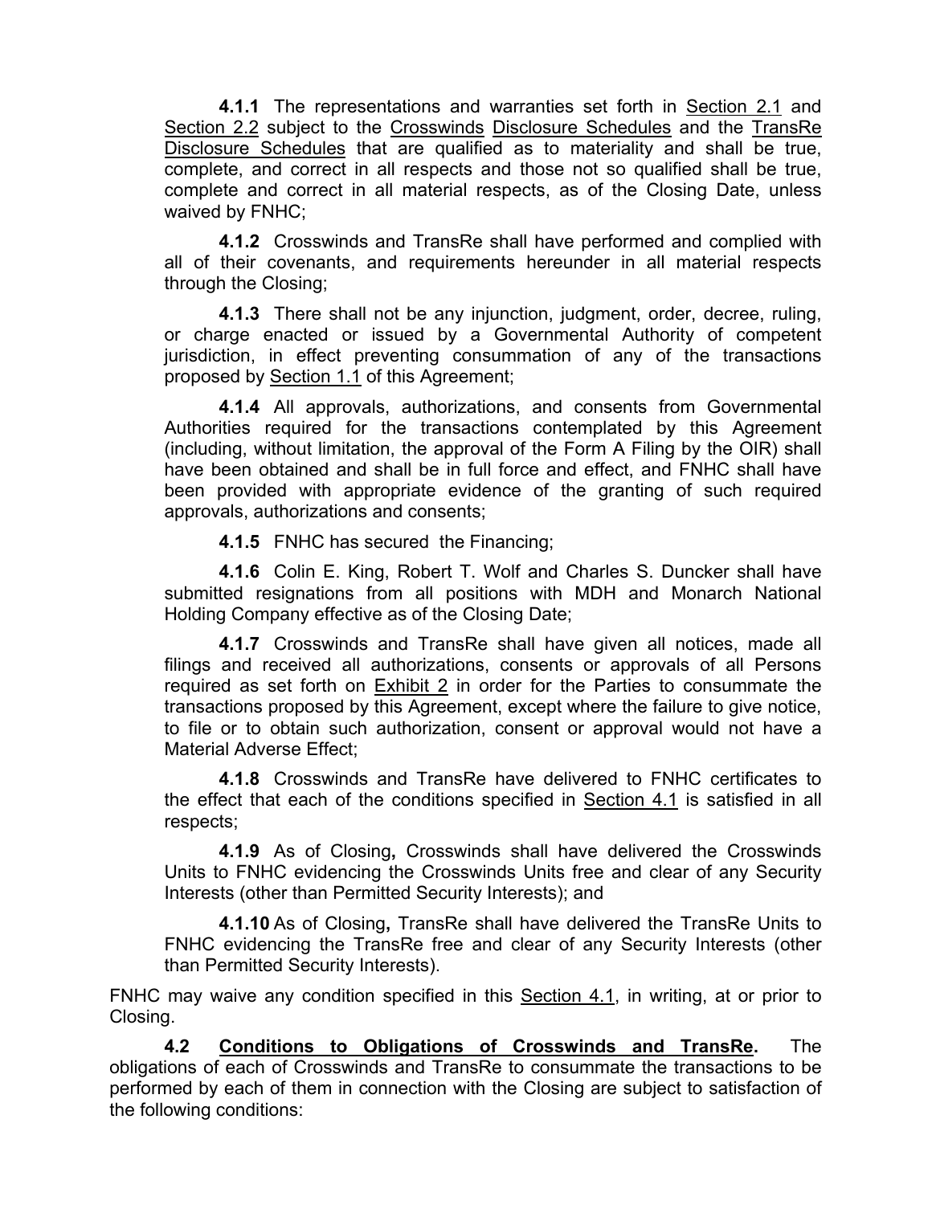**4.1.1** The representations and warranties set forth in Section 2.1 and Section 2.2 subject to the Crosswinds Disclosure Schedules and the TransRe Disclosure Schedules that are qualified as to materiality and shall be true, complete, and correct in all respects and those not so qualified shall be true, complete and correct in all material respects, as of the Closing Date, unless waived by FNHC;

**4.1.2** Crosswinds and TransRe shall have performed and complied with all of their covenants, and requirements hereunder in all material respects through the Closing;

**4.1.3** There shall not be any injunction, judgment, order, decree, ruling, or charge enacted or issued by a Governmental Authority of competent jurisdiction, in effect preventing consummation of any of the transactions proposed by Section 1.1 of this Agreement;

**4.1.4** All approvals, authorizations, and consents from Governmental Authorities required for the transactions contemplated by this Agreement (including, without limitation, the approval of the Form A Filing by the OIR) shall have been obtained and shall be in full force and effect, and FNHC shall have been provided with appropriate evidence of the granting of such required approvals, authorizations and consents;

**4.1.5** FNHC has secured the Financing;

**4.1.6** Colin E. King, Robert T. Wolf and Charles S. Duncker shall have submitted resignations from all positions with MDH and Monarch National Holding Company effective as of the Closing Date;

**4.1.7** Crosswinds and TransRe shall have given all notices, made all filings and received all authorizations, consents or approvals of all Persons required as set forth on Exhibit 2 in order for the Parties to consummate the transactions proposed by this Agreement, except where the failure to give notice, to file or to obtain such authorization, consent or approval would not have a Material Adverse Effect;

**4.1.8** Crosswinds and TransRe have delivered to FNHC certificates to the effect that each of the conditions specified in Section 4.1 is satisfied in all respects;

**4.1.9** As of Closing**,** Crosswinds shall have delivered the Crosswinds Units to FNHC evidencing the Crosswinds Units free and clear of any Security Interests (other than Permitted Security Interests); and

**4.1.10** As of Closing**,** TransRe shall have delivered the TransRe Units to FNHC evidencing the TransRe free and clear of any Security Interests (other than Permitted Security Interests).

FNHC may waive any condition specified in this Section 4.1, in writing, at or prior to Closing.

**4.2 Conditions to Obligations of Crosswinds and TransRe.** The obligations of each of Crosswinds and TransRe to consummate the transactions to be performed by each of them in connection with the Closing are subject to satisfaction of the following conditions: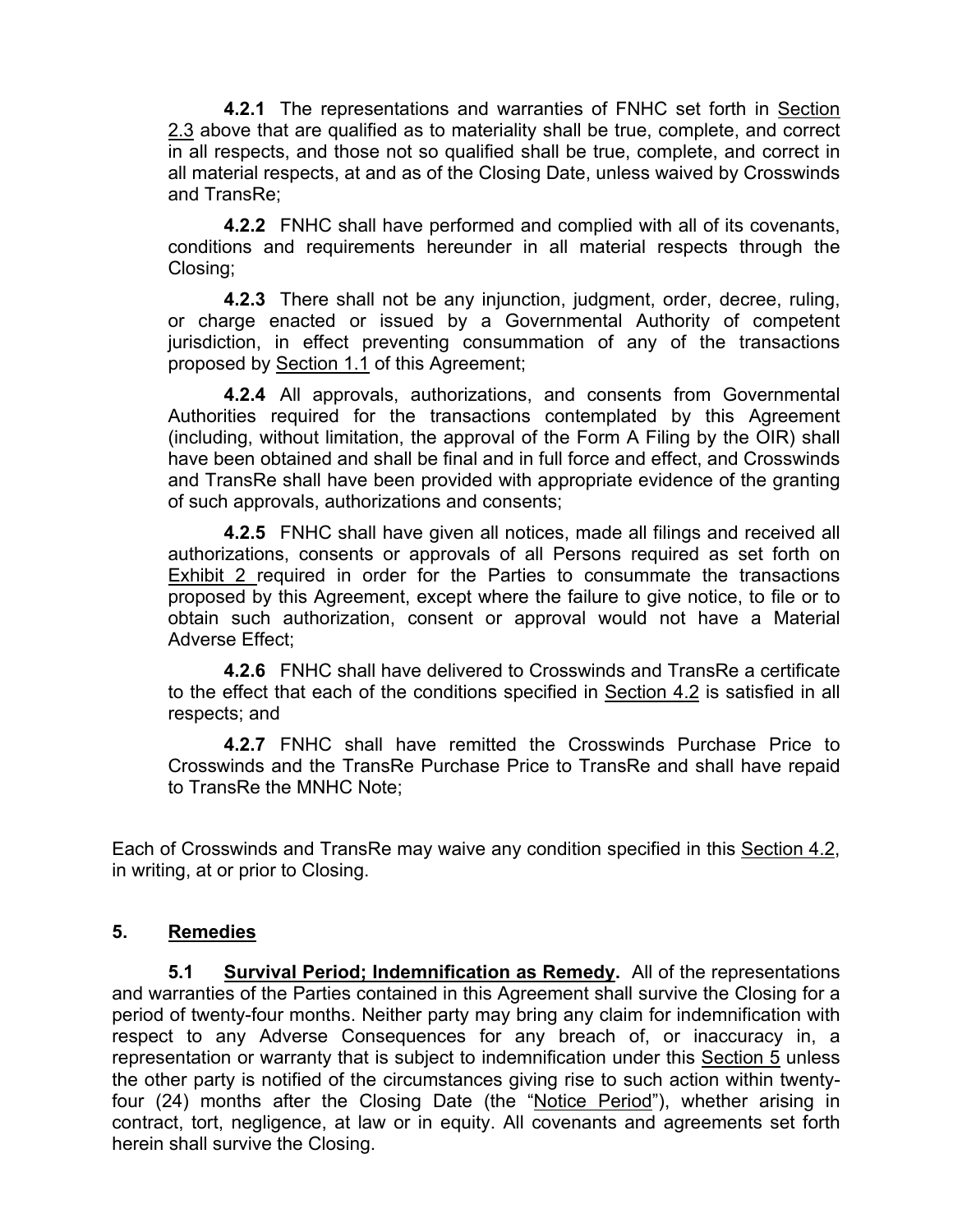**4.2.1** The representations and warranties of FNHC set forth in Section 2.3 above that are qualified as to materiality shall be true, complete, and correct in all respects, and those not so qualified shall be true, complete, and correct in all material respects, at and as of the Closing Date, unless waived by Crosswinds and TransRe;

**4.2.2** FNHC shall have performed and complied with all of its covenants, conditions and requirements hereunder in all material respects through the Closing;

**4.2.3** There shall not be any injunction, judgment, order, decree, ruling, or charge enacted or issued by a Governmental Authority of competent jurisdiction, in effect preventing consummation of any of the transactions proposed by Section 1.1 of this Agreement;

**4.2.4** All approvals, authorizations, and consents from Governmental Authorities required for the transactions contemplated by this Agreement (including, without limitation, the approval of the Form A Filing by the OIR) shall have been obtained and shall be final and in full force and effect, and Crosswinds and TransRe shall have been provided with appropriate evidence of the granting of such approvals, authorizations and consents;

**4.2.5** FNHC shall have given all notices, made all filings and received all authorizations, consents or approvals of all Persons required as set forth on Exhibit 2 required in order for the Parties to consummate the transactions proposed by this Agreement, except where the failure to give notice, to file or to obtain such authorization, consent or approval would not have a Material Adverse Effect;

**4.2.6** FNHC shall have delivered to Crosswinds and TransRe a certificate to the effect that each of the conditions specified in Section 4.2 is satisfied in all respects; and

**4.2.7** FNHC shall have remitted the Crosswinds Purchase Price to Crosswinds and the TransRe Purchase Price to TransRe and shall have repaid to TransRe the MNHC Note;

Each of Crosswinds and TransRe may waive any condition specified in this Section 4.2, in writing, at or prior to Closing.

## 5. Remedies

**5.1 Survival Period; Indemnification as Remedy.** All of the representations and warranties of the Parties contained in this Agreement shall survive the Closing for a period of twenty-four months. Neither party may bring any claim for indemnification with respect to any Adverse Consequences for any breach of, or inaccuracy in, a representation or warranty that is subject to indemnification under this Section 5 unless the other party is notified of the circumstances giving rise to such action within twenty-four (24) months after the Closing Date (the "Notice Period"), whether arising in contract, tort, negligence, at law or in equity. All covenants and agreements set forth herein shall survive the Closing.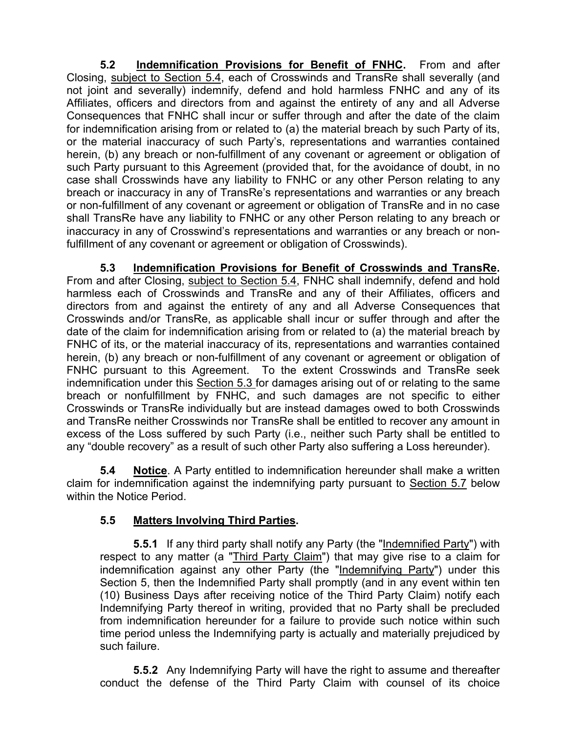**5.2 Indemnification Provisions for Benefit of FNHC.** From and after Closing, subject to Section 5.4, each of Crosswinds and TransRe shall severally (and not joint and severally) indemnify, defend and hold harmless FNHC and any of its Affiliates, officers and directors from and against the entirety of any and all Adverse Consequences that FNHC shall incur or suffer through and after the date of the claim for indemnification arising from or related to (a) the material breach by such Party of its, or the material inaccuracy of such Party's, representations and warranties contained herein, (b) any breach or non-fulfillment of any covenant or agreement or obligation of such Party pursuant to this Agreement (provided that, for the avoidance of doubt, in no case shall Crosswinds have any liability to FNHC or any other Person relating to any breach or inaccuracy in any of TransRe's representations and warranties or any breach or non-fulfillment of any covenant or agreement or obligation of TransRe and in no case shall TransRe have any liability to FNHC or any other Person relating to any breach or inaccuracy in any of Crosswind's representations and warranties or any breach or non-fulfillment of any covenant or agreement or obligation of Crosswinds).

**5.3 Indemnification Provisions for Benefit of Crosswinds and TransRe.** From and after Closing, subject to Section 5.4, FNHC shall indemnify, defend and hold harmless each of Crosswinds and TransRe and any of their Affiliates, officers and directors from and against the entirety of any and all Adverse Consequences that Crosswinds and/or TransRe, as applicable shall incur or suffer through and after the date of the claim for indemnification arising from or related to (a) the material breach by FNHC of its, or the material inaccuracy of its, representations and warranties contained herein, (b) any breach or non-fulfillment of any covenant or agreement or obligation of FNHC pursuant to this Agreement. To the extent Crosswinds and TransRe seek indemnification under this Section 5.3 for damages arising out of or relating to the same breach or nonfulfillment by FNHC, and such damages are not specific to either Crosswinds or TransRe individually but are instead damages owed to both Crosswinds and TransRe neither Crosswinds nor TransRe shall be entitled to recover any amount in excess of the Loss suffered by such Party (i.e., neither such Party shall be entitled to any "double recovery" as a result of such other Party also suffering a Loss hereunder).

**5.4 Notice**. A Party entitled to indemnification hereunder shall make a written claim for indemnification against the indemnifying party pursuant to Section 5.7 below within the Notice Period.

**5.5 Matters Involving Third Parties.**

**5.5.1** If any third party shall notify any Party (the "Indemnified Party") with respect to any matter (a "Third Party Claim") that may give rise to a claim for indemnification against any other Party (the "Indemnifying Party") under this Section 5, then the Indemnified Party shall promptly (and in any event within ten (10) Business Days after receiving notice of the Third Party Claim) notify each Indemnifying Party thereof in writing, provided that no Party shall be precluded from indemnification hereunder for a failure to provide such notice within such time period unless the Indemnifying party is actually and materially prejudiced by such failure.

**5.5.2** Any Indemnifying Party will have the right to assume and thereafter conduct the defense of the Third Party Claim with counsel of its choice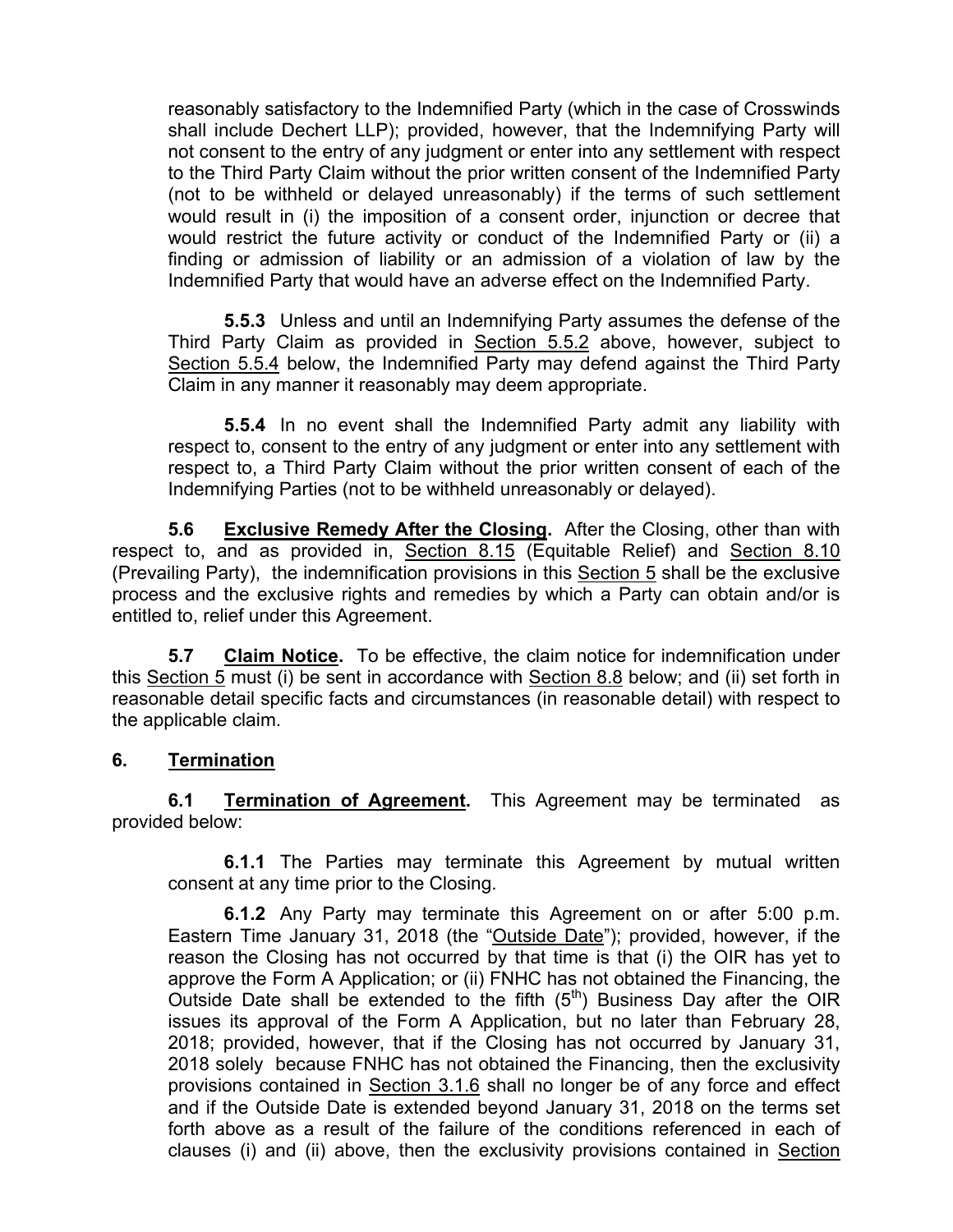reasonably satisfactory to the Indemnified Party (which in the case of Crosswinds shall include Dechert LLP); provided, however, that the Indemnifying Party will not consent to the entry of any judgment or enter into any settlement with respect to the Third Party Claim without the prior written consent of the Indemnified Party (not to be withheld or delayed unreasonably) if the terms of such settlement would result in (i) the imposition of a consent order, injunction or decree that would restrict the future activity or conduct of the Indemnified Party or (ii) a finding or admission of liability or an admission of a violation of law by the Indemnified Party that would have an adverse effect on the Indemnified Party.

**5.5.3** Unless and until an Indemnifying Party assumes the defense of the Third Party Claim as provided in Section 5.5.2 above, however, subject to Section 5.5.4 below, the Indemnified Party may defend against the Third Party Claim in any manner it reasonably may deem appropriate.

**5.5.4** In no event shall the Indemnified Party admit any liability with respect to, consent to the entry of any judgment or enter into any settlement with respect to, a Third Party Claim without the prior written consent of each of the Indemnifying Parties (not to be withheld unreasonably or delayed).

**5.6 Exclusive Remedy After the Closing.** After the Closing, other than with respect to, and as provided in, Section 8.15 (Equitable Relief) and Section 8.10 (Prevailing Party), the indemnification provisions in this Section 5 shall be the exclusive process and the exclusive rights and remedies by which a Party can obtain and/or is entitled to, relief under this Agreement.

**5.7 Claim Notice.** To be effective, the claim notice for indemnification under this Section 5 must (i) be sent in accordance with Section 8.8 below; and (ii) set forth in reasonable detail specific facts and circumstances (in reasonable detail) with respect to the applicable claim.

## 6. Termination

**6.1 Termination of Agreement.** This Agreement may be terminated as provided below:

**6.1.1** The Parties may terminate this Agreement by mutual written consent at any time prior to the Closing.

**6.1.2** Any Party may terminate this Agreement on or after 5:00 p.m. Eastern Time January 31, 2018 (the "Outside Date"); provided, however, if the reason the Closing has not occurred by that time is that (i) the OIR has yet to approve the Form A Application; or (ii) FNHC has not obtained the Financing, the Outside Date shall be extended to the fifth (5th) Business Day after the OIR issues its approval of the Form A Application, but no later than February 28, 2018; provided, however, that if the Closing has not occurred by January 31, 2018 solely because FNHC has not obtained the Financing, then the exclusivity provisions contained in Section 3.1.6 shall no longer be of any force and effect and if the Outside Date is extended beyond January 31, 2018 on the terms set forth above as a result of the failure of the conditions referenced in each of clauses (i) and (ii) above, then the exclusivity provisions contained in Section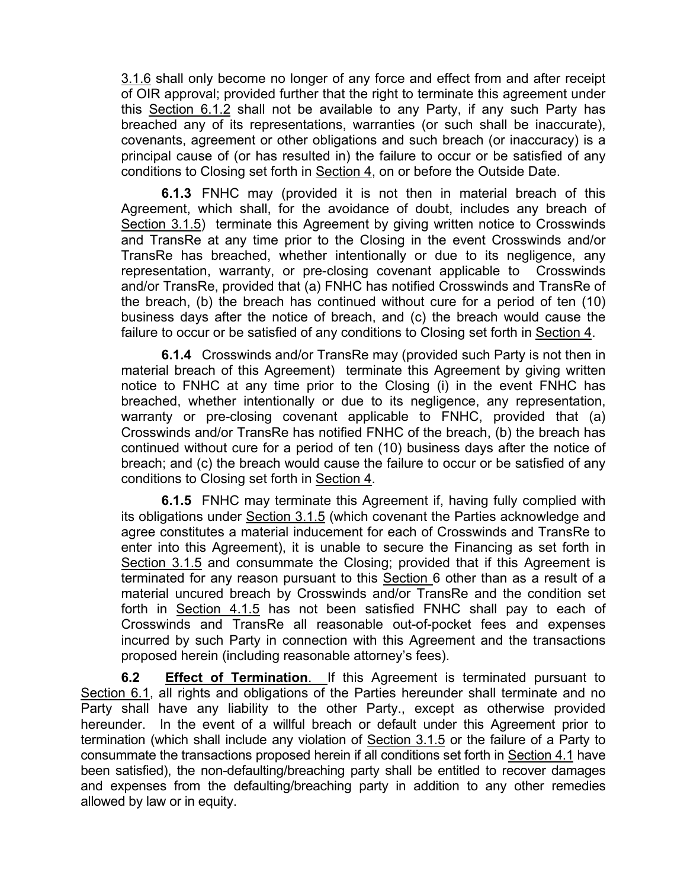3.1.6 shall only become no longer of any force and effect from and after receipt of OIR approval; provided further that the right to terminate this agreement under this Section 6.1.2 shall not be available to any Party, if any such Party has breached any of its representations, warranties (or such shall be inaccurate), covenants, agreement or other obligations and such breach (or inaccuracy) is a principal cause of (or has resulted in) the failure to occur or be satisfied of any conditions to Closing set forth in Section 4, on or before the Outside Date.

**6.1.3** FNHC may (provided it is not then in material breach of this Agreement, which shall, for the avoidance of doubt, includes any breach of Section 3.1.5) terminate this Agreement by giving written notice to Crosswinds and TransRe at any time prior to the Closing in the event Crosswinds and/or TransRe has breached, whether intentionally or due to its negligence, any representation, warranty, or pre-closing covenant applicable to Crosswinds and/or TransRe, provided that (a) FNHC has notified Crosswinds and TransRe of the breach, (b) the breach has continued without cure for a period of ten (10) business days after the notice of breach, and (c) the breach would cause the failure to occur or be satisfied of any conditions to Closing set forth in Section 4.

**6.1.4** Crosswinds and/or TransRe may (provided such Party is not then in material breach of this Agreement) terminate this Agreement by giving written notice to FNHC at any time prior to the Closing (i) in the event FNHC has breached, whether intentionally or due to its negligence, any representation, warranty or pre-closing covenant applicable to FNHC, provided that (a) Crosswinds and/or TransRe has notified FNHC of the breach, (b) the breach has continued without cure for a period of ten (10) business days after the notice of breach; and (c) the breach would cause the failure to occur or be satisfied of any conditions to Closing set forth in Section 4.

**6.1.5** FNHC may terminate this Agreement if, having fully complied with its obligations under Section 3.1.5 (which covenant the Parties acknowledge and agree constitutes a material inducement for each of Crosswinds and TransRe to enter into this Agreement), it is unable to secure the Financing as set forth in Section 3.1.5 and consummate the Closing; provided that if this Agreement is terminated for any reason pursuant to this Section 6 other than as a result of a material uncured breach by Crosswinds and/or TransRe and the condition set forth in Section 4.1.5 has not been satisfied FNHC shall pay to each of Crosswinds and TransRe all reasonable out-of-pocket fees and expenses incurred by such Party in connection with this Agreement and the transactions proposed herein (including reasonable attorney's fees).

**6.2** **Effect of Termination**. If this Agreement is terminated pursuant to Section 6.1, all rights and obligations of the Parties hereunder shall terminate and no Party shall have any liability to the other Party., except as otherwise provided hereunder. In the event of a willful breach or default under this Agreement prior to termination (which shall include any violation of Section 3.1.5 or the failure of a Party to consummate the transactions proposed herein if all conditions set forth in Section 4.1 have been satisfied), the non-defaulting/breaching party shall be entitled to recover damages and expenses from the defaulting/breaching party in addition to any other remedies allowed by law or in equity.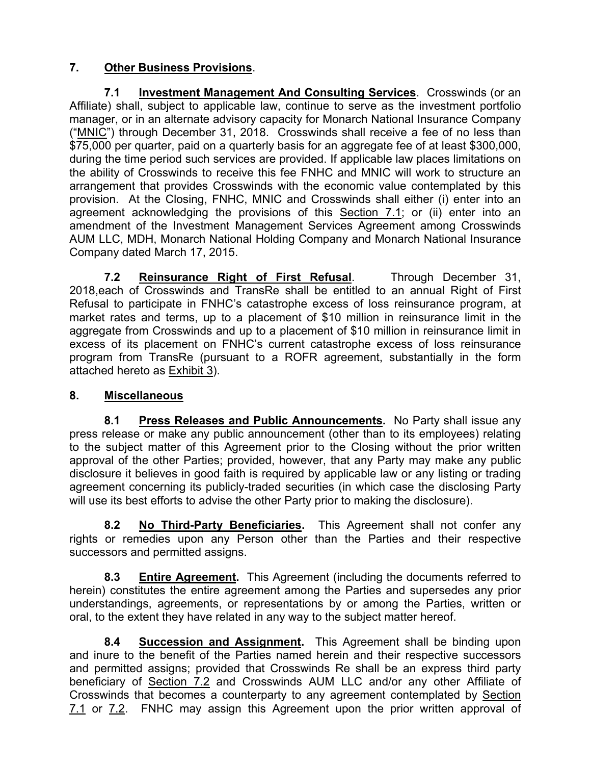## 7. <u>Other Business Provisions</u>.

**7.1 <u>Investment Management And Consulting Services</u>**. Crosswinds (or an Affiliate) shall, subject to applicable law, continue to serve as the investment portfolio manager, or in an alternate advisory capacity for Monarch National Insurance Company ("<u>MNIC</u>") through December 31, 2018. Crosswinds shall receive a fee of no less than \$75,000 per quarter, paid on a quarterly basis for an aggregate fee of at least \$300,000, during the time period such services are provided. If applicable law places limitations on the ability of Crosswinds to receive this fee FNHC and MNIC will work to structure an arrangement that provides Crosswinds with the economic value contemplated by this provision. At the Closing, FNHC, MNIC and Crosswinds shall either (i) enter into an agreement acknowledging the provisions of this <u>Section 7.1</u>; or (ii) enter into an amendment of the Investment Management Services Agreement among Crosswinds AUM LLC, MDH, Monarch National Holding Company and Monarch National Insurance Company dated March 17, 2015.

**7.2 <u>Reinsurance Right of First Refusal</u>**. Through December 31, 2018,each of Crosswinds and TransRe shall be entitled to an annual Right of First Refusal to participate in FNHC's catastrophe excess of loss reinsurance program, at market rates and terms, up to a placement of \$10 million in reinsurance limit in the aggregate from Crosswinds and up to a placement of \$10 million in reinsurance limit in excess of its placement on FNHC's current catastrophe excess of loss reinsurance program from TransRe (pursuant to a ROFR agreement, substantially in the form attached hereto as <u>Exhibit 3</u>).

## 8. <u>Miscellaneous</u>

**8.1 <u>Press Releases and Public Announcements</u>.** No Party shall issue any press release or make any public announcement (other than to its employees) relating to the subject matter of this Agreement prior to the Closing without the prior written approval of the other Parties; provided, however, that any Party may make any public disclosure it believes in good faith is required by applicable law or any listing or trading agreement concerning its publicly-traded securities (in which case the disclosing Party will use its best efforts to advise the other Party prior to making the disclosure).

**8.2 <u>No Third-Party Beneficiaries</u>.** This Agreement shall not confer any rights or remedies upon any Person other than the Parties and their respective successors and permitted assigns.

**8.3 <u>Entire Agreement</u>.** This Agreement (including the documents referred to herein) constitutes the entire agreement among the Parties and supersedes any prior understandings, agreements, or representations by or among the Parties, written or oral, to the extent they have related in any way to the subject matter hereof.

**8.4 <u>Succession and Assignment</u>.** This Agreement shall be binding upon and inure to the benefit of the Parties named herein and their respective successors and permitted assigns; provided that Crosswinds Re shall be an express third party beneficiary of <u>Section 7.2</u> and Crosswinds AUM LLC and/or any other Affiliate of Crosswinds that becomes a counterparty to any agreement contemplated by <u>Section 7.1</u> or <u>7.2</u>. FNHC may assign this Agreement upon the prior written approval of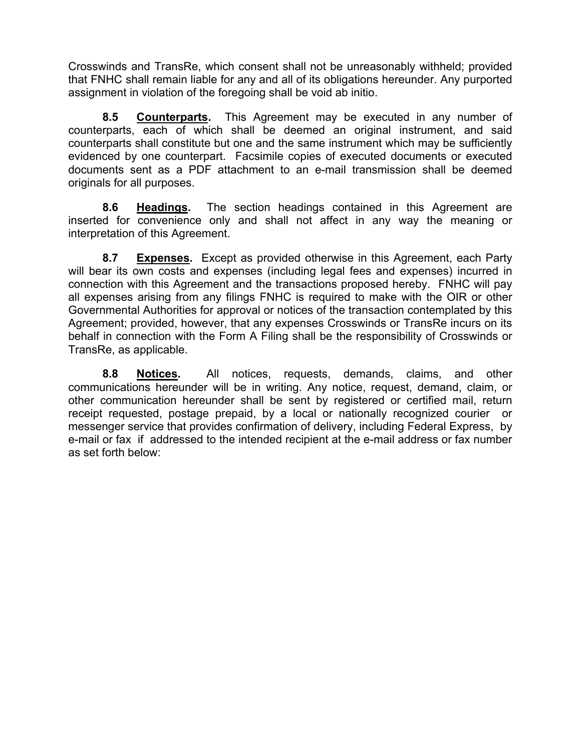Crosswinds and TransRe, which consent shall not be unreasonably withheld; provided that FNHC shall remain liable for any and all of its obligations hereunder. Any purported assignment in violation of the foregoing shall be void ab initio.

**8.5 Counterparts.** This Agreement may be executed in any number of counterparts, each of which shall be deemed an original instrument, and said counterparts shall constitute but one and the same instrument which may be sufficiently evidenced by one counterpart. Facsimile copies of executed documents or executed documents sent as a PDF attachment to an e-mail transmission shall be deemed originals for all purposes.

**8.6 Headings.** The section headings contained in this Agreement are inserted for convenience only and shall not affect in any way the meaning or interpretation of this Agreement.

**8.7 Expenses.** Except as provided otherwise in this Agreement, each Party will bear its own costs and expenses (including legal fees and expenses) incurred in connection with this Agreement and the transactions proposed hereby. FNHC will pay all expenses arising from any filings FNHC is required to make with the OIR or other Governmental Authorities for approval or notices of the transaction contemplated by this Agreement; provided, however, that any expenses Crosswinds or TransRe incurs on its behalf in connection with the Form A Filing shall be the responsibility of Crosswinds or TransRe, as applicable.

**8.8 Notices.** All notices, requests, demands, claims, and other communications hereunder will be in writing. Any notice, request, demand, claim, or other communication hereunder shall be sent by registered or certified mail, return receipt requested, postage prepaid, by a local or nationally recognized courier or messenger service that provides confirmation of delivery, including Federal Express, by e-mail or fax if addressed to the intended recipient at the e-mail address or fax number as set forth below: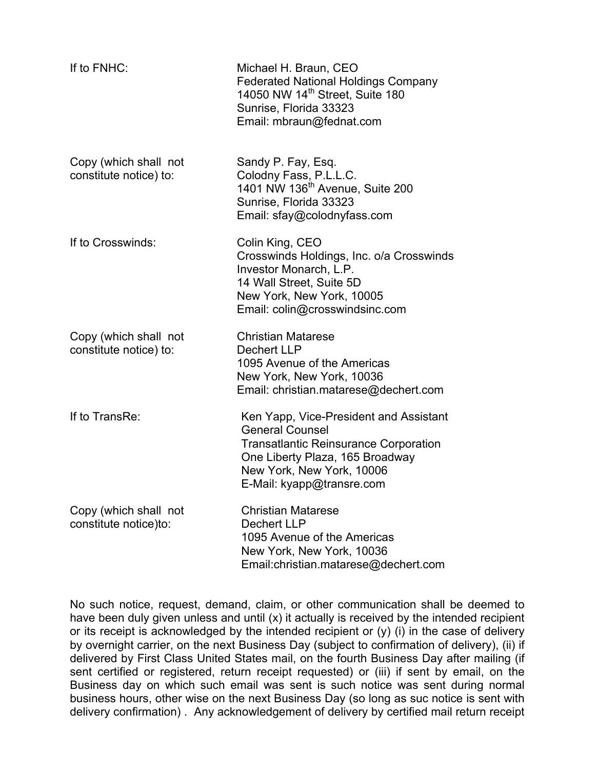| | |
|---|---|
| If to FNHC: | Michael H. Braun, CEO<br>Federated National Holdings Company<br>14050 NW 14th Street, Suite 180<br>Sunrise, Florida 33323<br>Email: mbraun@fednat.com |
| Copy (which shall not constitute notice) to: | Sandy P. Fay, Esq.<br>Colodny Fass, P.L.L.C.<br>1401 NW 136th Avenue, Suite 200<br>Sunrise, Florida 33323<br>Email: sfay@colodnyfass.com |
| If to Crosswinds: | Colin King, CEO<br>Crosswinds Holdings, Inc. o/a Crosswinds Investor Monarch, L.P.<br>14 Wall Street, Suite 5D<br>New York, New York, 10005<br>Email: colin@crosswindsinc.com |
| Copy (which shall not constitute notice) to: | Christian Matarese<br>Dechert LLP<br>1095 Avenue of the Americas<br>New York, New York, 10036<br>Email: christian.matarese@dechert.com |
| If to TransRe: | Ken Yapp, Vice-President and Assistant General Counsel<br>Transatlantic Reinsurance Corporation<br>One Liberty Plaza, 165 Broadway<br>New York, New York, 10006<br>E-Mail: kyapp@transre.com |
| Copy (which shall not constitute notice)to: | Christian Matarese<br>Dechert LLP<br>1095 Avenue of the Americas<br>New York, New York, 10036<br>Email:christian.matarese@dechert.com |

No such notice, request, demand, claim, or other communication shall be deemed to have been duly given unless and until (x) it actually is received by the intended recipient or its receipt is acknowledged by the intended recipient or (y) (i) in the case of delivery by overnight carrier, on the next Business Day (subject to confirmation of delivery), (ii) if delivered by First Class United States mail, on the fourth Business Day after mailing (if sent certified or registered, return receipt requested) or (iii) if sent by email, on the Business day on which such email was sent is such notice was sent during normal business hours, other wise on the next Business Day (so long as suc notice is sent with delivery confirmation) . Any acknowledgement of delivery by certified mail return receipt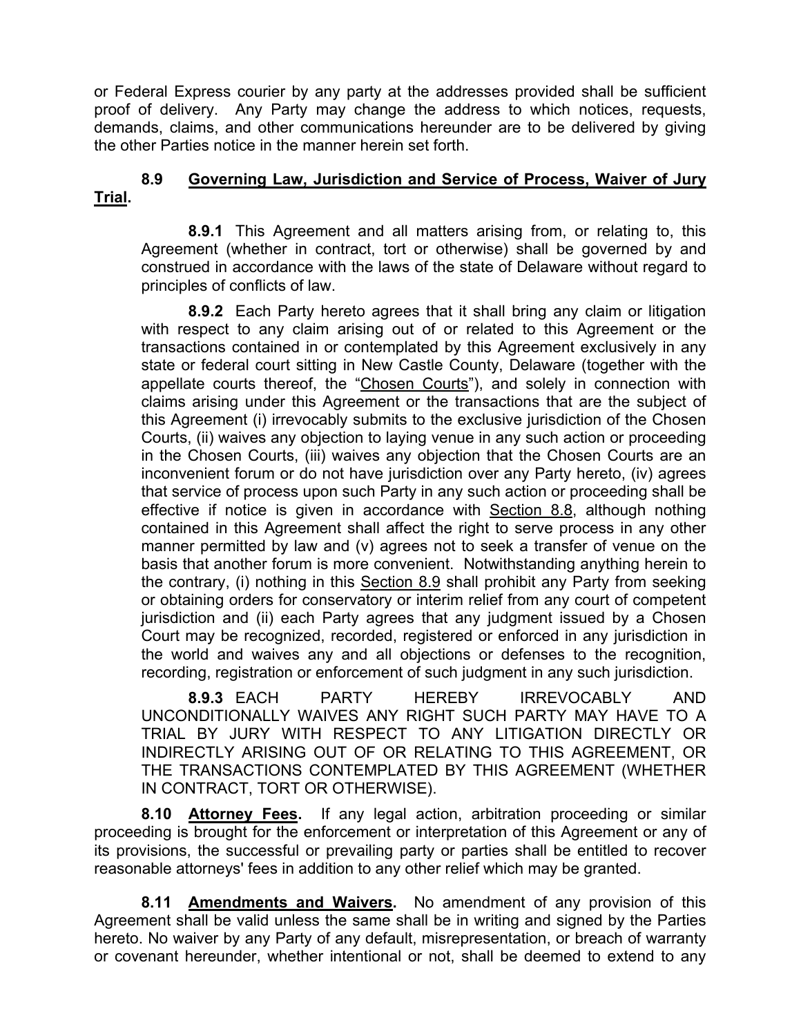or Federal Express courier by any party at the addresses provided shall be sufficient proof of delivery. Any Party may change the address to which notices, requests, demands, claims, and other communications hereunder are to be delivered by giving the other Parties notice in the manner herein set forth.

**8.9 Governing Law, Jurisdiction and Service of Process, Waiver of Jury Trial.**

**8.9.1** This Agreement and all matters arising from, or relating to, this Agreement (whether in contract, tort or otherwise) shall be governed by and construed in accordance with the laws of the state of Delaware without regard to principles of conflicts of law.

**8.9.2** Each Party hereto agrees that it shall bring any claim or litigation with respect to any claim arising out of or related to this Agreement or the transactions contained in or contemplated by this Agreement exclusively in any state or federal court sitting in New Castle County, Delaware (together with the appellate courts thereof, the "Chosen Courts"), and solely in connection with claims arising under this Agreement or the transactions that are the subject of this Agreement (i) irrevocably submits to the exclusive jurisdiction of the Chosen Courts, (ii) waives any objection to laying venue in any such action or proceeding in the Chosen Courts, (iii) waives any objection that the Chosen Courts are an inconvenient forum or do not have jurisdiction over any Party hereto, (iv) agrees that service of process upon such Party in any such action or proceeding shall be effective if notice is given in accordance with Section 8.8, although nothing contained in this Agreement shall affect the right to serve process in any other manner permitted by law and (v) agrees not to seek a transfer of venue on the basis that another forum is more convenient. Notwithstanding anything herein to the contrary, (i) nothing in this Section 8.9 shall prohibit any Party from seeking or obtaining orders for conservatory or interim relief from any court of competent jurisdiction and (ii) each Party agrees that any judgment issued by a Chosen Court may be recognized, recorded, registered or enforced in any jurisdiction in the world and waives any and all objections or defenses to the recognition, recording, registration or enforcement of such judgment in any such jurisdiction.

**8.9.3** EACH PARTY HEREBY IRREVOCABLY AND UNCONDITIONALLY WAIVES ANY RIGHT SUCH PARTY MAY HAVE TO A TRIAL BY JURY WITH RESPECT TO ANY LITIGATION DIRECTLY OR INDIRECTLY ARISING OUT OF OR RELATING TO THIS AGREEMENT, OR THE TRANSACTIONS CONTEMPLATED BY THIS AGREEMENT (WHETHER IN CONTRACT, TORT OR OTHERWISE).

**8.10 Attorney Fees.** If any legal action, arbitration proceeding or similar proceeding is brought for the enforcement or interpretation of this Agreement or any of its provisions, the successful or prevailing party or parties shall be entitled to recover reasonable attorneys' fees in addition to any other relief which may be granted.

**8.11 Amendments and Waivers.** No amendment of any provision of this Agreement shall be valid unless the same shall be in writing and signed by the Parties hereto. No waiver by any Party of any default, misrepresentation, or breach of warranty or covenant hereunder, whether intentional or not, shall be deemed to extend to any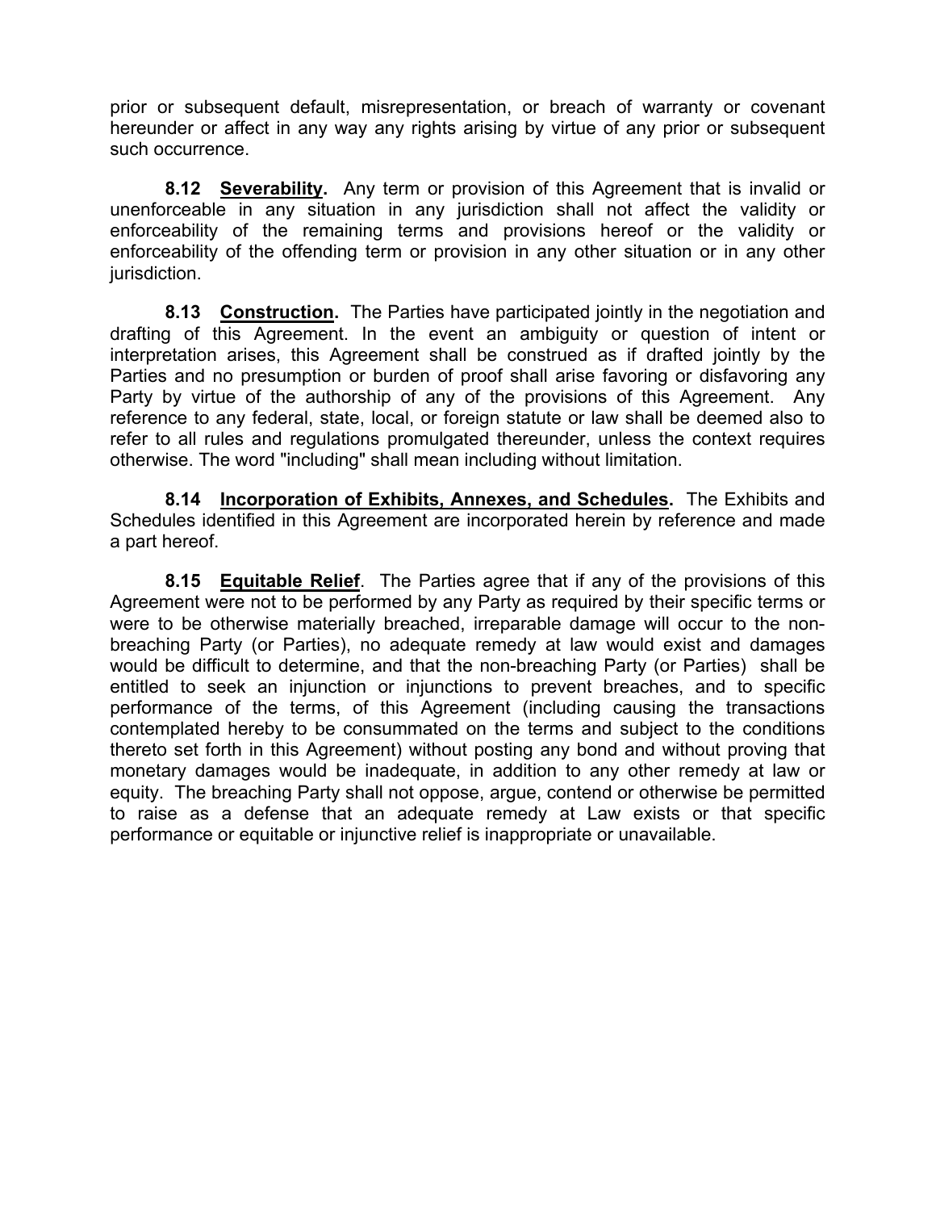prior or subsequent default, misrepresentation, or breach of warranty or covenant hereunder or affect in any way any rights arising by virtue of any prior or subsequent such occurrence.

**8.12 <u>Severability</u>.** Any term or provision of this Agreement that is invalid or unenforceable in any situation in any jurisdiction shall not affect the validity or enforceability of the remaining terms and provisions hereof or the validity or enforceability of the offending term or provision in any other situation or in any other jurisdiction.

**8.13 <u>Construction</u>.** The Parties have participated jointly in the negotiation and drafting of this Agreement. In the event an ambiguity or question of intent or interpretation arises, this Agreement shall be construed as if drafted jointly by the Parties and no presumption or burden of proof shall arise favoring or disfavoring any Party by virtue of the authorship of any of the provisions of this Agreement. Any reference to any federal, state, local, or foreign statute or law shall be deemed also to refer to all rules and regulations promulgated thereunder, unless the context requires otherwise. The word "including" shall mean including without limitation.

**8.14 <u>Incorporation of Exhibits, Annexes, and Schedules</u>.** The Exhibits and Schedules identified in this Agreement are incorporated herein by reference and made a part hereof.

**8.15 <u>Equitable Relief</u>.** The Parties agree that if any of the provisions of this Agreement were not to be performed by any Party as required by their specific terms or were to be otherwise materially breached, irreparable damage will occur to the non-breaching Party (or Parties), no adequate remedy at law would exist and damages would be difficult to determine, and that the non-breaching Party (or Parties) shall be entitled to seek an injunction or injunctions to prevent breaches, and to specific performance of the terms, of this Agreement (including causing the transactions contemplated hereby to be consummated on the terms and subject to the conditions thereto set forth in this Agreement) without posting any bond and without proving that monetary damages would be inadequate, in addition to any other remedy at law or equity. The breaching Party shall not oppose, argue, contend or otherwise be permitted to raise as a defense that an adequate remedy at Law exists or that specific performance or equitable or injunctive relief is inappropriate or unavailable.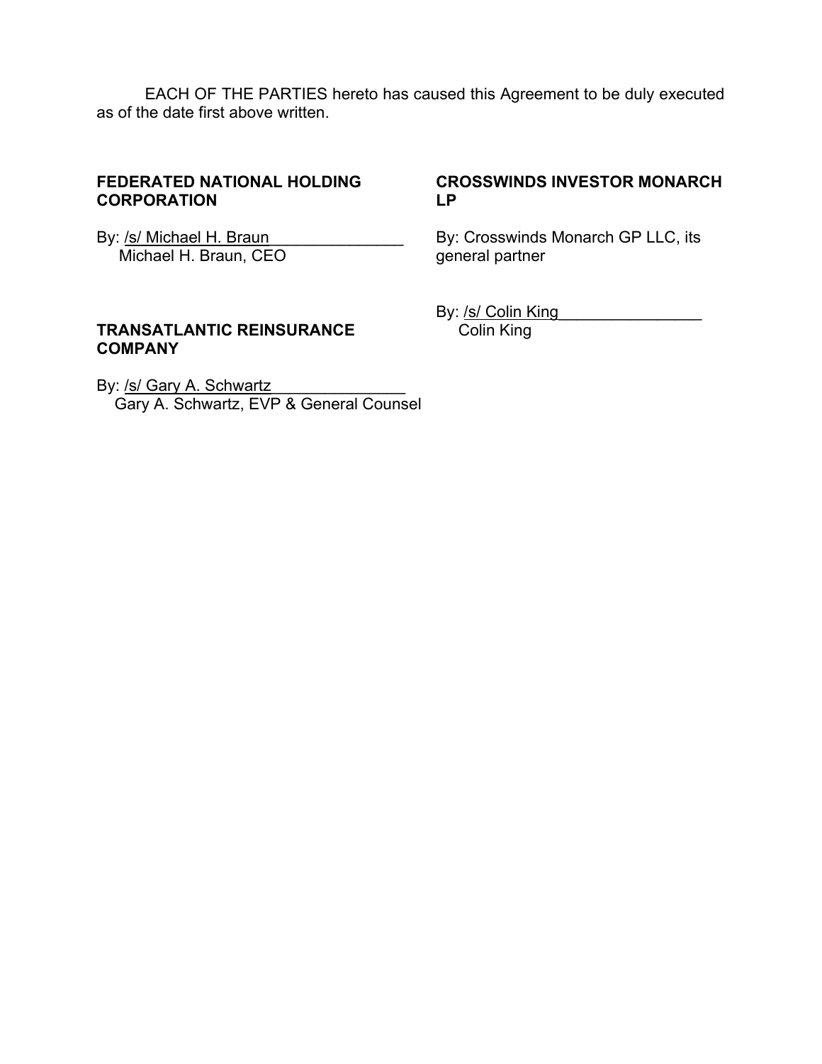EACH OF THE PARTIES hereto has caused this Agreement to be duly executed as of the date first above written.

**FEDERATED NATIONAL HOLDING CORPORATION**

By: /s/ Michael H. Braun
Michael H. Braun, CEO

**TRANSATLANTIC REINSURANCE COMPANY**

By: /s/ Gary A. Schwartz
Gary A. Schwartz, EVP & General Counsel

**CROSSWINDS INVESTOR MONARCH LP**

By: Crosswinds Monarch GP LLC, its general partner

By: /s/ Colin King
Colin King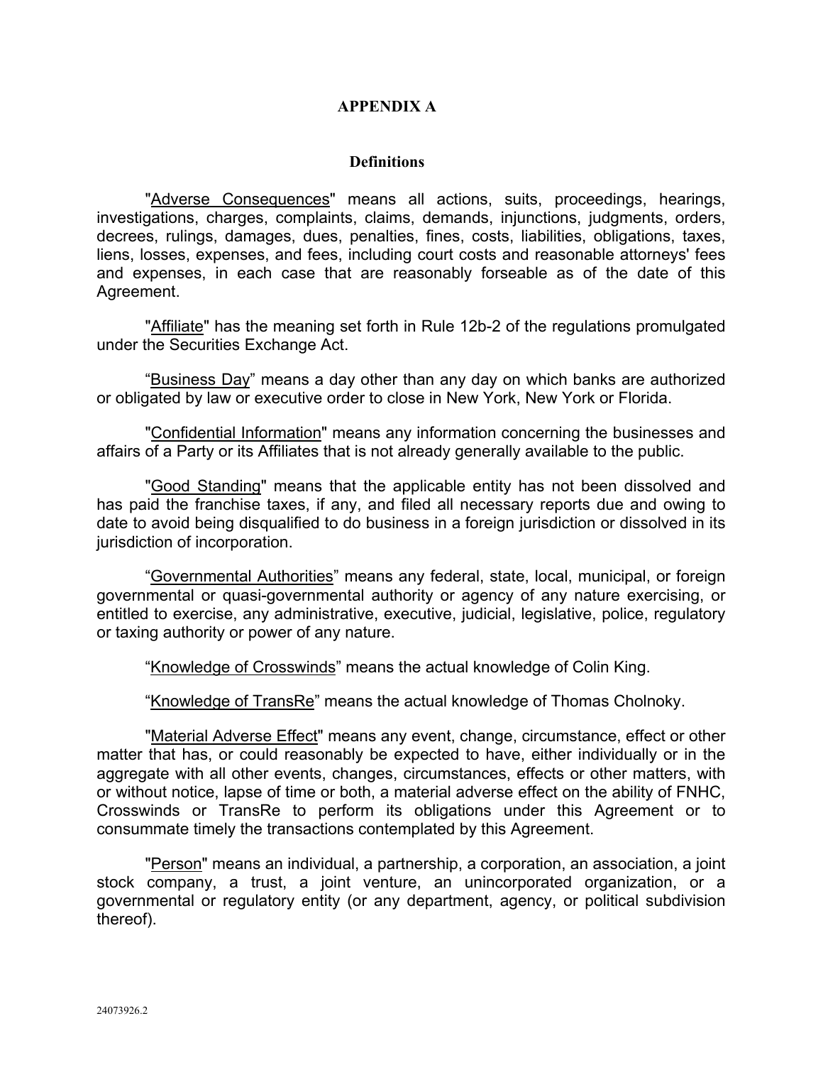# APPENDIX A

## Definitions

"<u>Adverse Consequences</u>" means all actions, suits, proceedings, hearings, investigations, charges, complaints, claims, demands, injunctions, judgments, orders, decrees, rulings, damages, dues, penalties, fines, costs, liabilities, obligations, taxes, liens, losses, expenses, and fees, including court costs and reasonable attorneys' fees and expenses, in each case that are reasonably forseeable as of the date of this Agreement.

"<u>Affiliate</u>" has the meaning set forth in Rule 12b-2 of the regulations promulgated under the Securities Exchange Act.

“<u>Business Day</u>” means a day other than any day on which banks are authorized or obligated by law or executive order to close in New York, New York or Florida.

"<u>Confidential Information</u>" means any information concerning the businesses and affairs of a Party or its Affiliates that is not already generally available to the public.

"<u>Good Standing</u>" means that the applicable entity has not been dissolved and has paid the franchise taxes, if any, and filed all necessary reports due and owing to date to avoid being disqualified to do business in a foreign jurisdiction or dissolved in its jurisdiction of incorporation.

“<u>Governmental Authorities</u>” means any federal, state, local, municipal, or foreign governmental or quasi-governmental authority or agency of any nature exercising, or entitled to exercise, any administrative, executive, judicial, legislative, police, regulatory or taxing authority or power of any nature.

“<u>Knowledge of Crosswinds</u>” means the actual knowledge of Colin King.

“<u>Knowledge of TransRe</u>” means the actual knowledge of Thomas Cholnoky.

"<u>Material Adverse Effect</u>" means any event, change, circumstance, effect or other matter that has, or could reasonably be expected to have, either individually or in the aggregate with all other events, changes, circumstances, effects or other matters, with or without notice, lapse of time or both, a material adverse effect on the ability of FNHC, Crosswinds or TransRe to perform its obligations under this Agreement or to consummate timely the transactions contemplated by this Agreement.

"<u>Person</u>" means an individual, a partnership, a corporation, an association, a joint stock company, a trust, a joint venture, an unincorporated organization, or a governmental or regulatory entity (or any department, agency, or political subdivision thereof).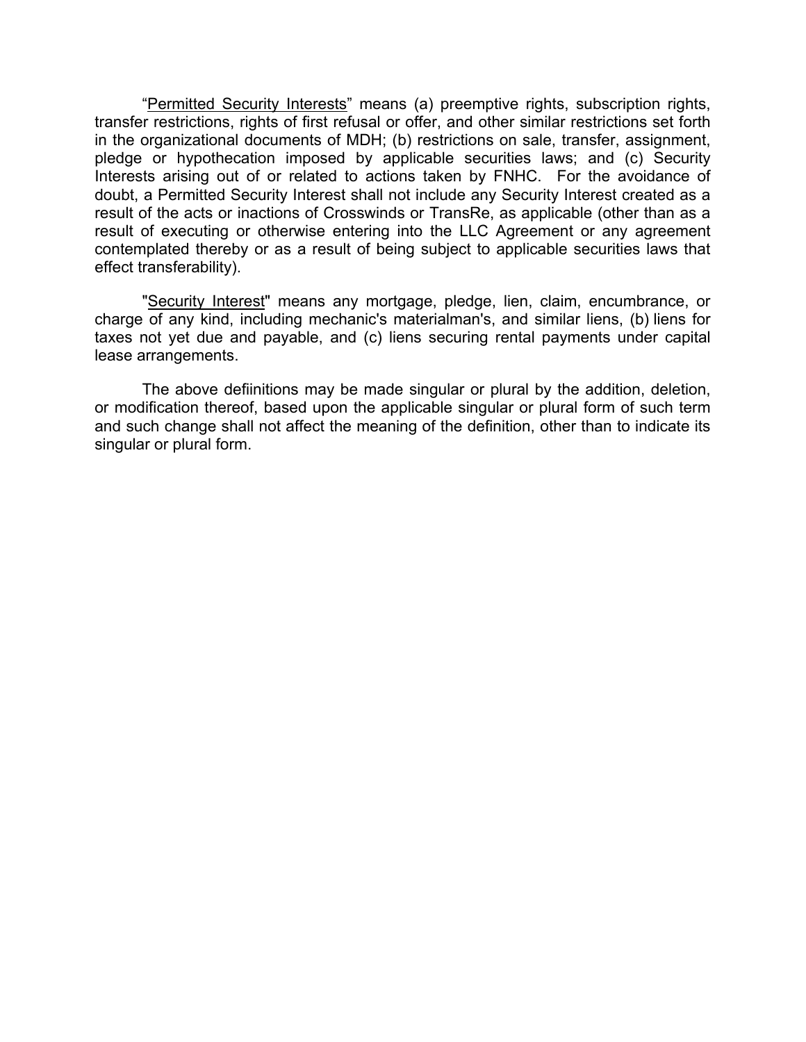"Permitted Security Interests" means (a) preemptive rights, subscription rights, transfer restrictions, rights of first refusal or offer, and other similar restrictions set forth in the organizational documents of MDH; (b) restrictions on sale, transfer, assignment, pledge or hypothecation imposed by applicable securities laws; and (c) Security Interests arising out of or related to actions taken by FNHC. For the avoidance of doubt, a Permitted Security Interest shall not include any Security Interest created as a result of the acts or inactions of Crosswinds or TransRe, as applicable (other than as a result of executing or otherwise entering into the LLC Agreement or any agreement contemplated thereby or as a result of being subject to applicable securities laws that effect transferability).

"Security Interest" means any mortgage, pledge, lien, claim, encumbrance, or charge of any kind, including mechanic's materialman's, and similar liens, (b) liens for taxes not yet due and payable, and (c) liens securing rental payments under capital lease arrangements.

The above defiinitions may be made singular or plural by the addition, deletion, or modification thereof, based upon the applicable singular or plural form of such term and such change shall not affect the meaning of the definition, other than to indicate its singular or plural form.